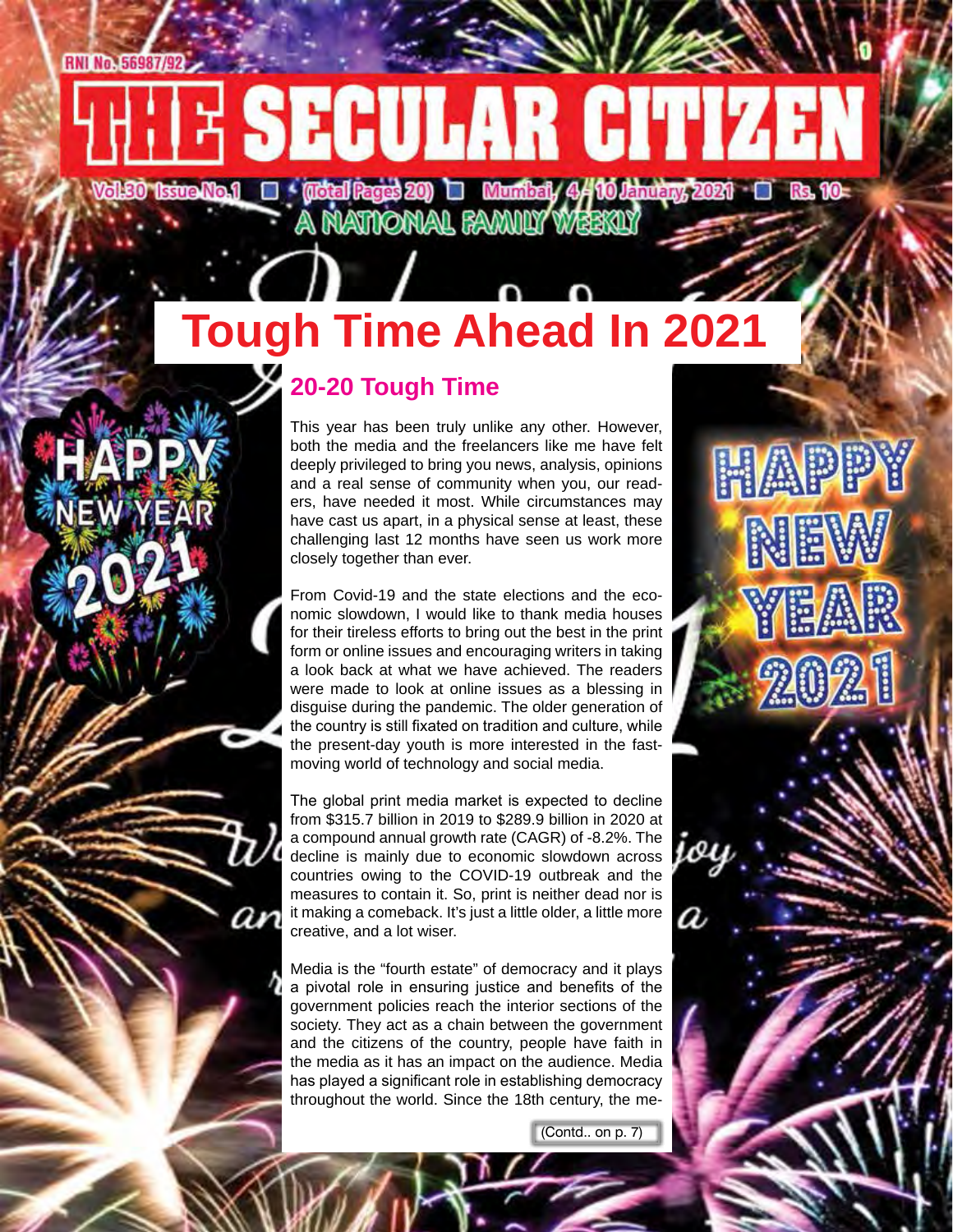RNI No. 56987/92

# THE SECULAR CITIZEN

Vol.30 Issue No.1 ■ (Total Pages 20) ■ Mumbai, 4 - 10 January, 2021 ■ Rs. 10

A NATIONAL FAMILY WEEKLY

# Tough Time Ahead In 2021

## 20-20 Tough Time

This year has been truly unlike any other. However, both the media and the freelancers like me have felt deeply privileged to bring you news, analysis, opinions and a real sense of community when you, our readers, have needed it most. While circumstances may have cast us apart, in a physical sense at least, these challenging last 12 months have seen us work more closely together than ever.

From Covid-19 and the state elections and the economic slowdown, I would like to thank media houses for their tireless efforts to bring out the best in the print form or online issues and encouraging writers in taking a look back at what we have achieved. The readers were made to look at online issues as a blessing in disguise during the pandemic. The older generation of the country is still fixated on tradition and culture, while the present-day youth is more interested in the fast-moving world of technology and social media.

The global print media market is expected to decline from $315.7 billion in 2019 to $289.9 billion in 2020 at a compound annual growth rate (CAGR) of -8.2%. The decline is mainly due to economic slowdown across countries owing to the COVID-19 outbreak and the measures to contain it. So, print is neither dead nor is it making a comeback. It's just a little older, a little more creative, and a lot wiser.

Media is the "fourth estate" of democracy and it plays a pivotal role in ensuring justice and benefits of the government policies reach the interior sections of the society. They act as a chain between the government and the citizens of the country, people have faith in the media as it has an impact on the audience. Media has played a significant role in establishing democracy throughout the world. Since the 18th century, the me-

(Contd.. on p. 7)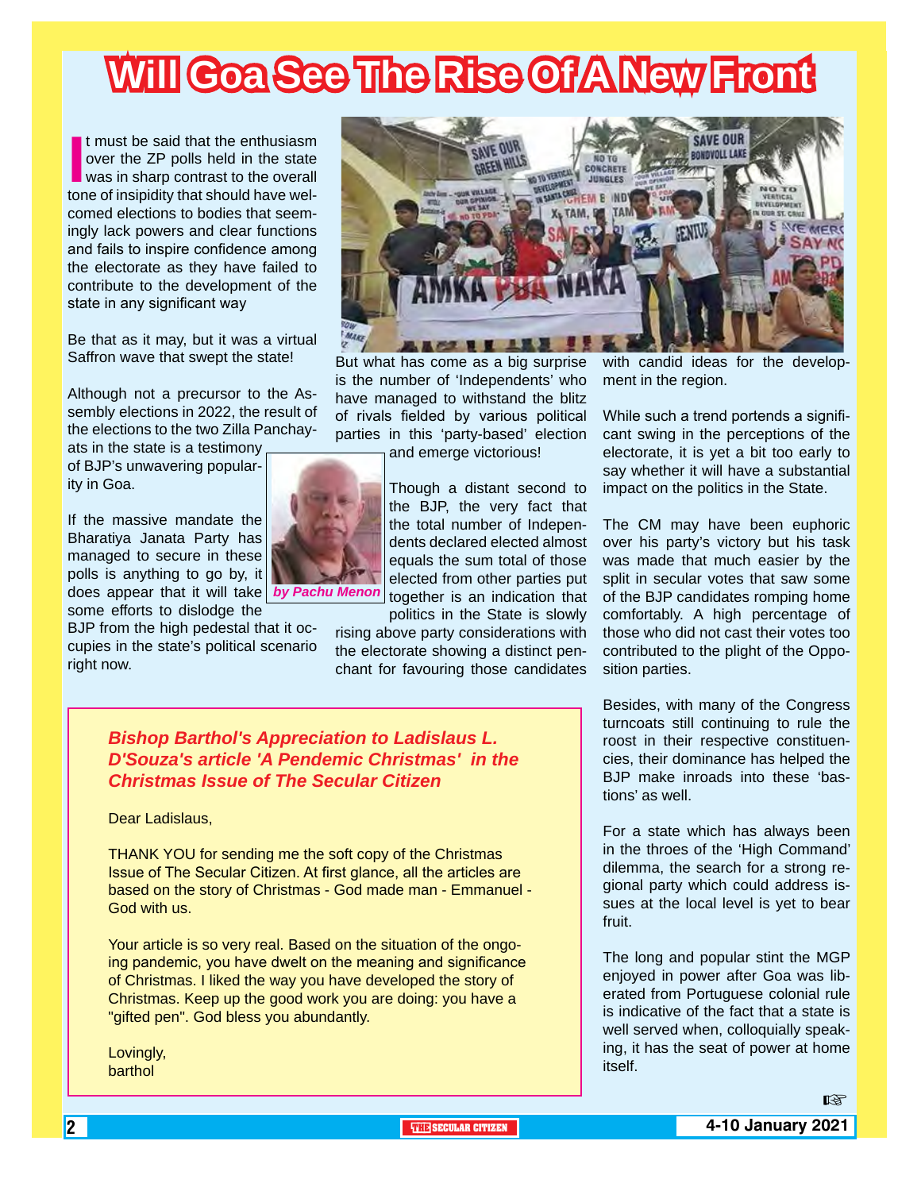# Will Goa See The Rise Of A New Front

It must be said that the enthusiasm over the ZP polls held in the state was in sharp contrast to the overall tone of insipidity that should have welcomed elections to bodies that seemingly lack powers and clear functions and fails to inspire confidence among the electorate as they have failed to contribute to the development of the state in any significant way

Be that as it may, but it was a virtual Saffron wave that swept the state!

Although not a precursor to the Assembly elections in 2022, the result of the elections to the two Zilla Panchayats in the state is a testimony of BJP's unwavering popularity in Goa.

*by Pachu Menon*

If the massive mandate the Bharatiya Janata Party has managed to secure in these polls is anything to go by, it does appear that it will take some efforts to dislodge the BJP from the high pedestal that it occupies in the state's political scenario right now.

But what has come as a big surprise is the number of 'Independents' who have managed to withstand the blitz of rivals fielded by various political parties in this 'party-based' election and emerge victorious!

Though a distant second to the BJP, the very fact that the total number of Independents declared elected almost equals the sum total of those elected from other parties put together is an indication that politics in the State is slowly rising above party considerations with the electorate showing a distinct penchant for favouring those candidates with candid ideas for the development in the region.

While such a trend portends a significant swing in the perceptions of the electorate, it is yet a bit too early to say whether it will have a substantial impact on the politics in the State.

The CM may have been euphoric over his party's victory but his task was made that much easier by the split in secular votes that saw some of the BJP candidates romping home comfortably. A high percentage of those who did not cast their votes too contributed to the plight of the Opposition parties.

Besides, with many of the Congress turncoats still continuing to rule the roost in their respective constituencies, their dominance has helped the BJP make inroads into these 'bastions' as well.

For a state which has always been in the throes of the 'High Command' dilemma, the search for a strong regional party which could address issues at the local level is yet to bear fruit.

The long and popular stint the MGP enjoyed in power after Goa was liberated from Portuguese colonial rule is indicative of the fact that a state is well served when, colloquially speaking, it has the seat of power at home itself.

☞

---

### *Bishop Barthol's Appreciation to Ladislaus L. D'Souza's article 'A Pendemic Christmas' in the Christmas Issue of The Secular Citizen*

Dear Ladislaus,

THANK YOU for sending me the soft copy of the Christmas Issue of The Secular Citizen. At first glance, all the articles are based on the story of Christmas - God made man - Emmanuel - God with us.

Your article is so very real. Based on the situation of the ongoing pandemic, you have dwelt on the meaning and significance of Christmas. I liked the way you have developed the story of Christmas. Keep up the good work you are doing: you have a "gifted pen". God bless you abundantly.

Lovingly,
barthol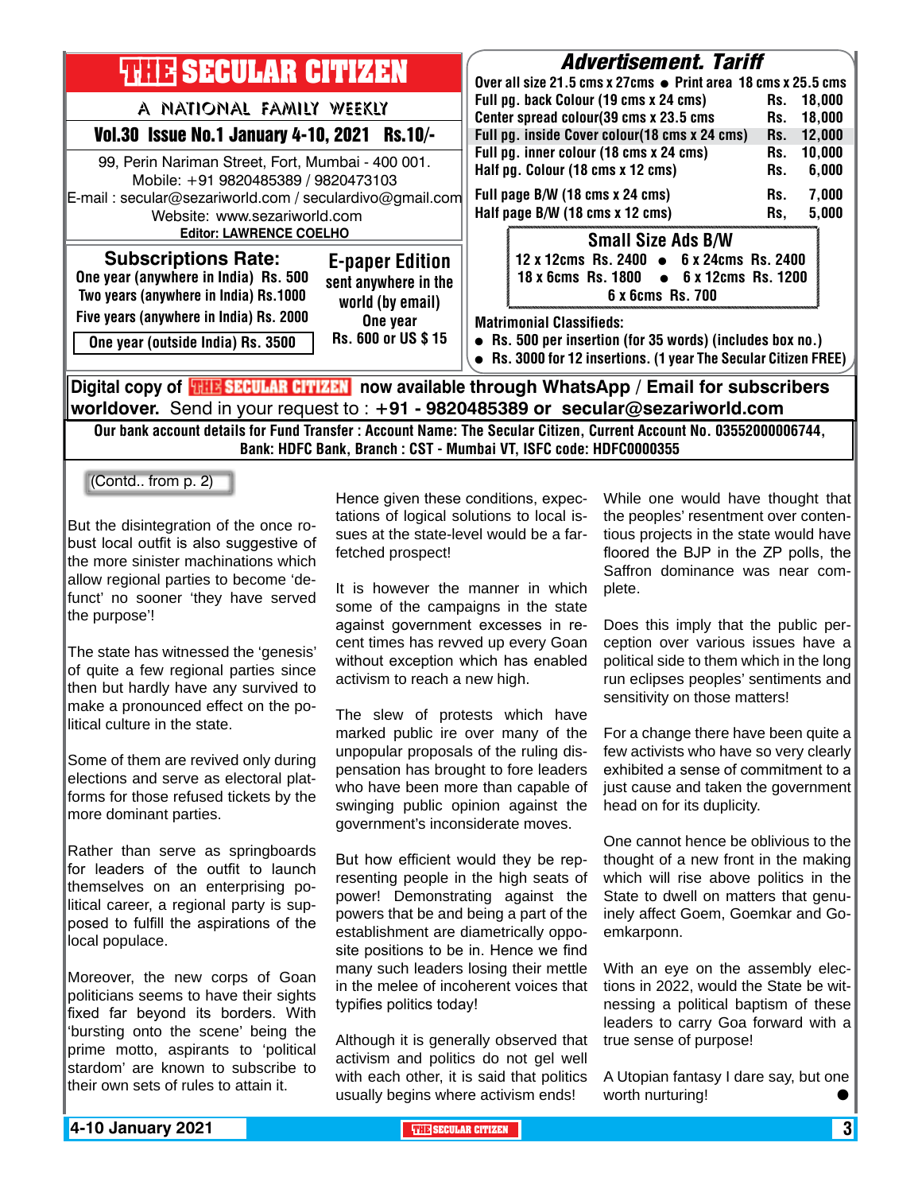# THE SECULAR CITIZEN

A NATIONAL FAMILY WEEKLY

**Vol.30 Issue No.1 January 4-10, 2021 Rs.10/-**

99, Perin Nariman Street, Fort, Mumbai - 400 001.
Mobile: +91 9820485389 / 9820473103
E-mail : secular@sezariworld.com / seculardivo@gmail.com
Website: www.sezariworld.com
**Editor: LAWRENCE COELHO**

## Subscriptions Rate:

One year (anywhere in India) Rs. 500
Two years (anywhere in India) Rs.1000
Five years (anywhere in India) Rs. 2000
One year (outside India) Rs. 3500

## E-paper Edition

sent anywhere in the world (by email)
One year
Rs. 600 or US $ 15

## Advertisement. Tariff

Over all size 21.5 cms x 27cms • Print area 18 cms x 25.5 cms

| | |
|---|---|
| Full pg. back Colour (19 cms x 24 cms) | Rs. 18,000 |
| Center spread colour(39 cms x 23.5 cms | Rs. 18,000 |
| Full pg. inside Cover colour(18 cms x 24 cms) | Rs. 12,000 |
| Full pg. inner colour (18 cms x 24 cms) | Rs. 10,000 |
| Half pg. Colour (18 cms x 12 cms) | Rs. 6,000 |
| Full page B/W (18 cms x 24 cms) | Rs. 7,000 |
| Half page B/W (18 cms x 12 cms) | Rs, 5,000 |

### Small Size Ads B/W

12 x 12cms Rs. 2400 • 6 x 24cms Rs. 2400
18 x 6cms Rs. 1800 • 6 x 12cms Rs. 1200
6 x 6cms Rs. 700

**Matrimonial Classifieds:**

- Rs. 500 per insertion (for 35 words) (includes box no.)
- Rs. 3000 for 12 insertions. (1 year The Secular Citizen FREE)

**Digital copy of THE SECULAR CITIZEN now available through WhatsApp / Email for subscribers worldover.** Send in your request to : **+91 - 9820485389 or secular@sezariworld.com**

**Our bank account details for Fund Transfer : Account Name: The Secular Citizen, Current Account No. 03552000006744, Bank: HDFC Bank, Branch : CST - Mumbai VT, ISFC code: HDFC0000355**

(Contd.. from p. 2)

But the disintegration of the once robust local outfit is also suggestive of the more sinister machinations which allow regional parties to become 'defunct' no sooner 'they have served the purpose'!

The state has witnessed the 'genesis' of quite a few regional parties since then but hardly have any survived to make a pronounced effect on the political culture in the state.

Some of them are revived only during elections and serve as electoral platforms for those refused tickets by the more dominant parties.

Rather than serve as springboards for leaders of the outfit to launch themselves on an enterprising political career, a regional party is supposed to fulfill the aspirations of the local populace.

Moreover, the new corps of Goan politicians seems to have their sights fixed far beyond its borders. With 'bursting onto the scene' being the prime motto, aspirants to 'political stardom' are known to subscribe to their own sets of rules to attain it.

Hence given these conditions, expectations of logical solutions to local issues at the state-level would be a far-fetched prospect!

It is however the manner in which some of the campaigns in the state against government excesses in recent times has revved up every Goan without exception which has enabled activism to reach a new high.

The slew of protests which have marked public ire over many of the unpopular proposals of the ruling dispensation has brought to fore leaders who have been more than capable of swinging public opinion against the government's inconsiderate moves.

But how efficient would they be representing people in the high seats of power! Demonstrating against the powers that be and being a part of the establishment are diametrically opposite positions to be in. Hence we find many such leaders losing their mettle in the melee of incoherent voices that typifies politics today!

Although it is generally observed that activism and politics do not gel well with each other, it is said that politics usually begins where activism ends!

While one would have thought that the peoples' resentment over contentious projects in the state would have floored the BJP in the ZP polls, the Saffron dominance was near complete.

Does this imply that the public perception over various issues have a political side to them which in the long run eclipses peoples' sentiments and sensitivity on those matters!

For a change there have been quite a few activists who have so very clearly exhibited a sense of commitment to a just cause and taken the government head on for its duplicity.

One cannot hence be oblivious to the thought of a new front in the making which will rise above politics in the State to dwell on matters that genuinely affect Goem, Goemkar and Goemkarponn.

With an eye on the assembly elections in 2022, would the State be witnessing a political baptism of these leaders to carry Goa forward with a true sense of purpose!

A Utopian fantasy I dare say, but one worth nurturing! ●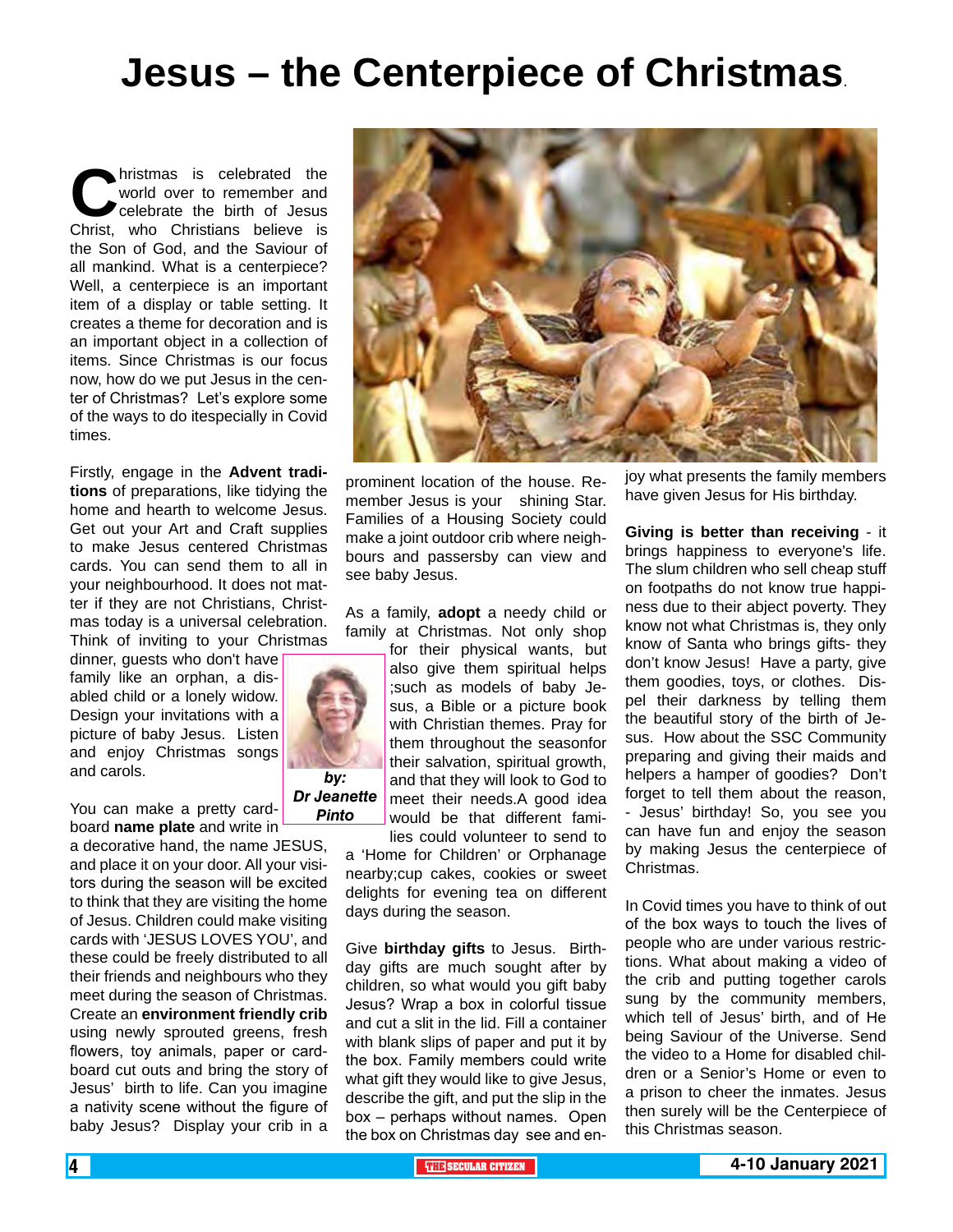# Jesus – the Centerpiece of Christmas.

Christmas is celebrated the world over to remember and celebrate the birth of Jesus Christ, who Christians believe is the Son of God, and the Saviour of all mankind. What is a centerpiece? Well, a centerpiece is an important item of a display or table setting. It creates a theme for decoration and is an important object in a collection of items. Since Christmas is our focus now, how do we put Jesus in the center of Christmas? Let's explore some of the ways to do itespecially in Covid times.

Firstly, engage in the **Advent traditions** of preparations, like tidying the home and hearth to welcome Jesus. Get out your Art and Craft supplies to make Jesus centered Christmas cards. You can send them to all in your neighbourhood. It does not matter if they are not Christians, Christmas today is a universal celebration. Think of inviting to your Christmas dinner, guests who don't have family like an orphan, a disabled child or a lonely widow. Design your invitations with a picture of baby Jesus. Listen and enjoy Christmas songs and carols.

*by:*
***Dr Jeanette Pinto***

You can make a pretty cardboard **name plate** and write in a decorative hand, the name JESUS, and place it on your door. All your visitors during the season will be excited to think that they are visiting the home of Jesus. Children could make visiting cards with 'JESUS LOVES YOU', and these could be freely distributed to all their friends and neighbours who they meet during the season of Christmas. Create an **environment friendly crib** using newly sprouted greens, fresh flowers, toy animals, paper or cardboard cut outs and bring the story of Jesus' birth to life. Can you imagine a nativity scene without the figure of baby Jesus? Display your crib in a prominent location of the house. Remember Jesus is your shining Star. Families of a Housing Society could make a joint outdoor crib where neighbours and passersby can view and see baby Jesus.

As a family, **adopt** a needy child or family at Christmas. Not only shop for their physical wants, but also give them spiritual helps ;such as models of baby Jesus, a Bible or a picture book with Christian themes. Pray for them throughout the seasonfor their salvation, spiritual growth, and that they will look to God to meet their needs.A good idea would be that different families could volunteer to send to a 'Home for Children' or Orphanage nearby;cup cakes, cookies or sweet delights for evening tea on different days during the season.

Give **birthday gifts** to Jesus. Birthday gifts are much sought after by children, so what would you gift baby Jesus? Wrap a box in colorful tissue and cut a slit in the lid. Fill a container with blank slips of paper and put it by the box. Family members could write what gift they would like to give Jesus, describe the gift, and put the slip in the box – perhaps without names. Open the box on Christmas day see and enjoy what presents the family members have given Jesus for His birthday.

**Giving is better than receiving** - it brings happiness to everyone's life. The slum children who sell cheap stuff on footpaths do not know true happiness due to their abject poverty. They know not what Christmas is, they only know of Santa who brings gifts- they don't know Jesus! Have a party, give them goodies, toys, or clothes. Dispel their darkness by telling them the beautiful story of the birth of Jesus. How about the SSC Community preparing and giving their maids and helpers a hamper of goodies? Don't forget to tell them about the reason, - Jesus' birthday! So, you see you can have fun and enjoy the season by making Jesus the centerpiece of Christmas.

In Covid times you have to think of out of the box ways to touch the lives of people who are under various restrictions. What about making a video of the crib and putting together carols sung by the community members, which tell of Jesus' birth, and of He being Saviour of the Universe. Send the video to a Home for disabled children or a Senior's Home or even to a prison to cheer the inmates. Jesus then surely will be the Centerpiece of this Christmas season.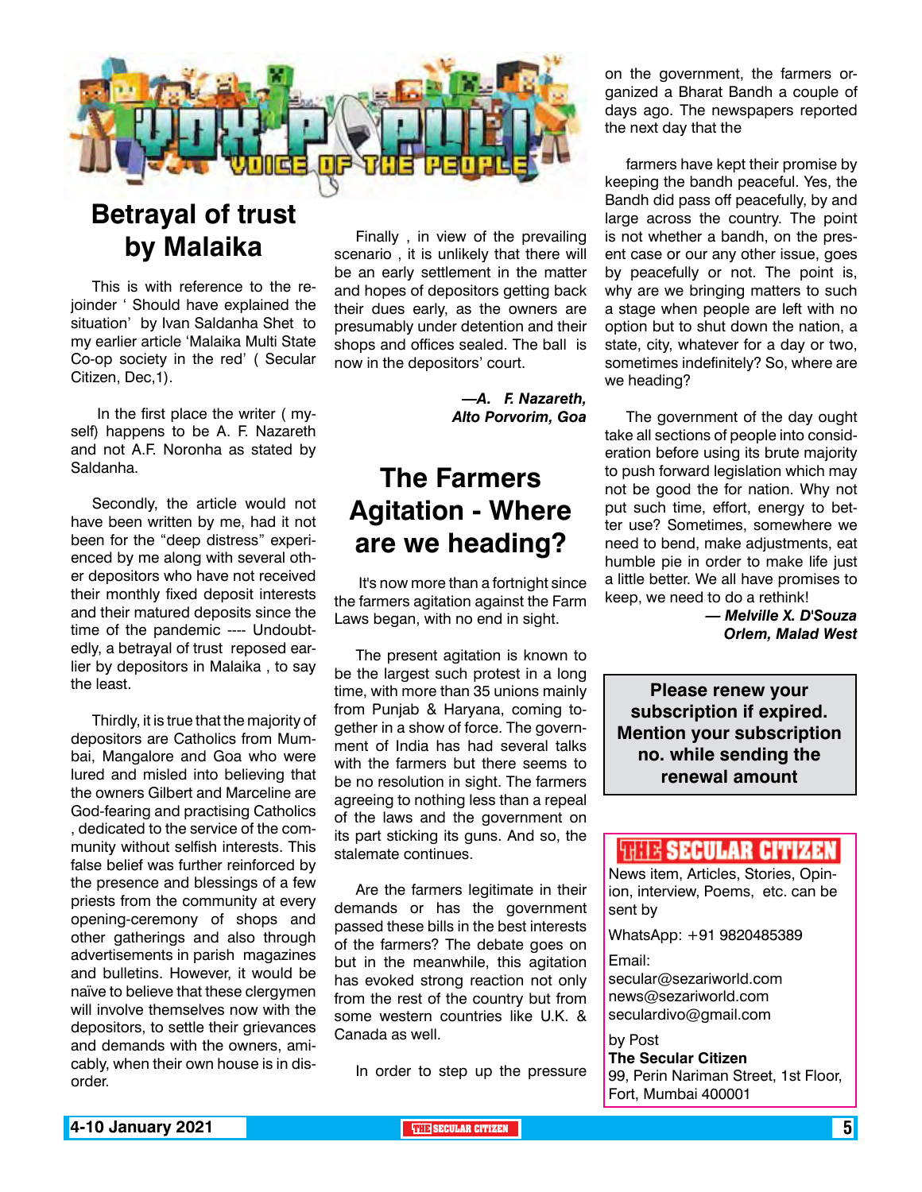# VOX POPULI — VOICE OF THE PEOPLE

## Betrayal of trust by Malaika

This is with reference to the rejoinder ' Should have explained the situation' by Ivan Saldanha Shet to my earlier article 'Malaika Multi State Co-op society in the red' ( Secular Citizen, Dec,1).

In the first place the writer ( myself) happens to be A. F. Nazareth and not A.F. Noronha as stated by Saldanha.

Secondly, the article would not have been written by me, had it not been for the "deep distress" experienced by me along with several other depositors who have not received their monthly fixed deposit interests and their matured deposits since the time of the pandemic ---- Undoubtedly, a betrayal of trust reposed earlier by depositors in Malaika , to say the least.

Thirdly, it is true that the majority of depositors are Catholics from Mumbai, Mangalore and Goa who were lured and misled into believing that the owners Gilbert and Marceline are God-fearing and practising Catholics , dedicated to the service of the community without selfish interests. This false belief was further reinforced by the presence and blessings of a few priests from the community at every opening-ceremony of shops and other gatherings and also through advertisements in parish magazines and bulletins. However, it would be naïve to believe that these clergymen will involve themselves now with the depositors, to settle their grievances and demands with the owners, amicably, when their own house is in disorder.

Finally , in view of the prevailing scenario , it is unlikely that there will be an early settlement in the matter and hopes of depositors getting back their dues early, as the owners are presumably under detention and their shops and offices sealed. The ball is now in the depositors' court.

***—A. F. Nazareth, Alto Porvorim, Goa***

## The Farmers Agitation - Where are we heading?

It's now more than a fortnight since the farmers agitation against the Farm Laws began, with no end in sight.

The present agitation is known to be the largest such protest in a long time, with more than 35 unions mainly from Punjab & Haryana, coming together in a show of force. The government of India has had several talks with the farmers but there seems to be no resolution in sight. The farmers agreeing to nothing less than a repeal of the laws and the government on its part sticking its guns. And so, the stalemate continues.

Are the farmers legitimate in their demands or has the government passed these bills in the best interests of the farmers? The debate goes on but in the meanwhile, this agitation has evoked strong reaction not only from the rest of the country but from some western countries like U.K. & Canada as well.

In order to step up the pressure on the government, the farmers organized a Bharat Bandh a couple of days ago. The newspapers reported the next day that the

farmers have kept their promise by keeping the bandh peaceful. Yes, the Bandh did pass off peacefully, by and large across the country. The point is not whether a bandh, on the present case or our any other issue, goes by peacefully or not. The point is, why are we bringing matters to such a stage when people are left with no option but to shut down the nation, a state, city, whatever for a day or two, sometimes indefinitely? So, where are we heading?

The government of the day ought take all sections of people into consideration before using its brute majority to push forward legislation which may not be good the for nation. Why not put such time, effort, energy to better use? Sometimes, somewhere we need to bend, make adjustments, eat humble pie in order to make life just a little better. We all have promises to keep, we need to do a rethink!

***— Melville X. D'Souza Orlem, Malad West***

**Please renew your subscription if expired. Mention your subscription no. while sending the renewal amount**

**THE SECULAR CITIZEN**

News item, Articles, Stories, Opinion, interview, Poems, etc. can be sent by

WhatsApp: +91 9820485389

Email:
secular@sezariworld.com
news@sezariworld.com
seculardivo@gmail.com

by Post
**The Secular Citizen**
99, Perin Nariman Street, 1st Floor,
Fort, Mumbai 400001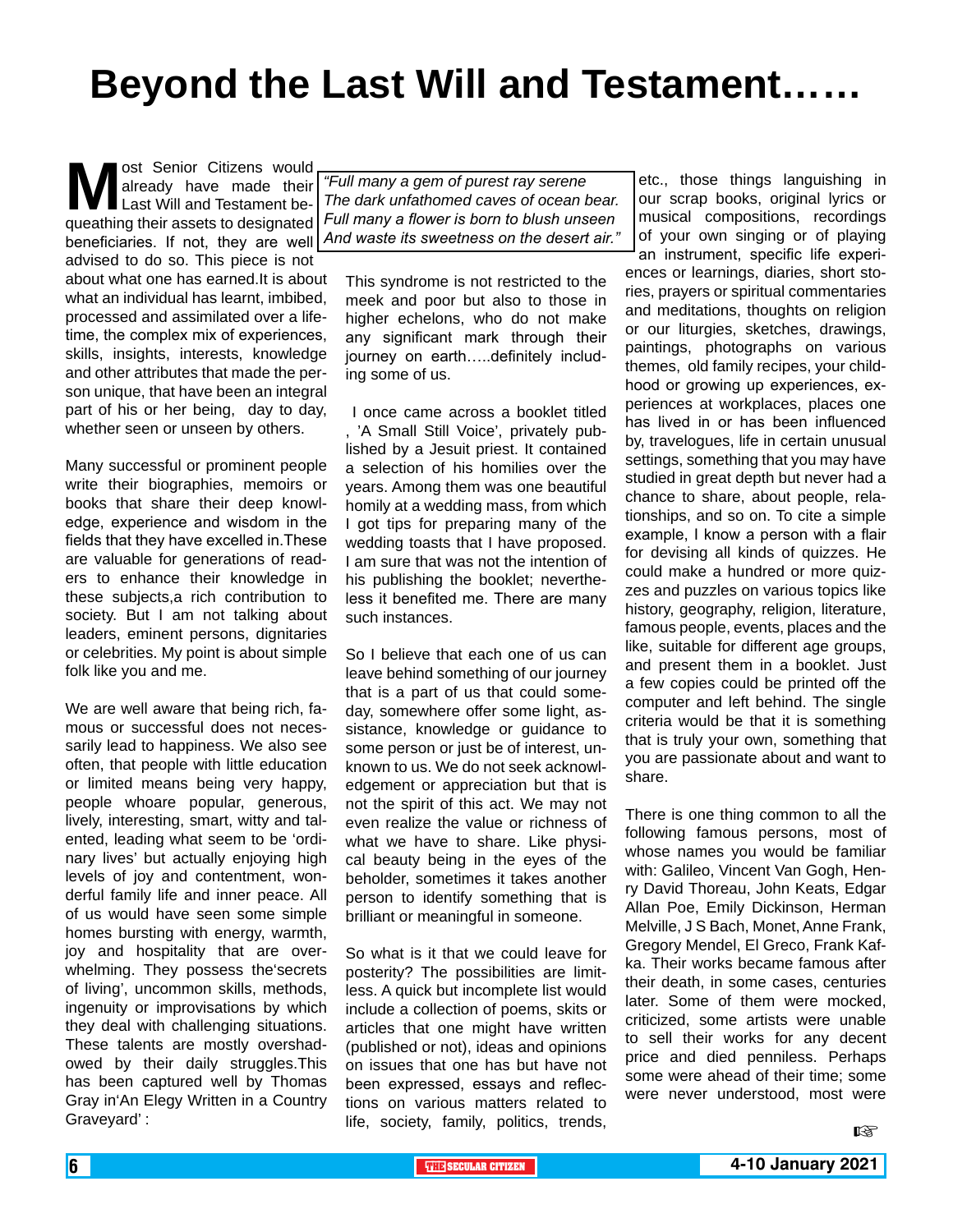# Beyond the Last Will and Testament……

Most Senior Citizens would already have made their Last Will and Testament bequeathing their assets to designated beneficiaries. If not, they are well advised to do so. This piece is not about what one has earned.It is about what an individual has learnt, imbibed, processed and assimilated over a lifetime, the complex mix of experiences, skills, insights, interests, knowledge and other attributes that made the person unique, that have been an integral part of his or her being, day to day, whether seen or unseen by others.

Many successful or prominent people write their biographies, memoirs or books that share their deep knowledge, experience and wisdom in the fields that they have excelled in.These are valuable for generations of readers to enhance their knowledge in these subjects,a rich contribution to society. But I am not talking about leaders, eminent persons, dignitaries or celebrities. My point is about simple folk like you and me.

We are well aware that being rich, famous or successful does not necessarily lead to happiness. We also see often, that people with little education or limited means being very happy, people whoare popular, generous, lively, interesting, smart, witty and talented, leading what seem to be 'ordinary lives' but actually enjoying high levels of joy and contentment, wonderful family life and inner peace. All of us would have seen some simple homes bursting with energy, warmth, joy and hospitality that are overwhelming. They possess the'secrets of living', uncommon skills, methods, ingenuity or improvisations by which they deal with challenging situations. These talents are mostly overshadowed by their daily struggles.This has been captured well by Thomas Gray in'An Elegy Written in a Country Graveyard' :

> *"Full many a gem of purest ray serene*
> *The dark unfathomed caves of ocean bear.*
> *Full many a flower is born to blush unseen*
> *And waste its sweetness on the desert air."*

This syndrome is not restricted to the meek and poor but also to those in higher echelons, who do not make any significant mark through their journey on earth…..definitely including some of us.

I once came across a booklet titled , 'A Small Still Voice', privately published by a Jesuit priest. It contained a selection of his homilies over the years. Among them was one beautiful homily at a wedding mass, from which I got tips for preparing many of the wedding toasts that I have proposed. I am sure that was not the intention of his publishing the booklet; nevertheless it benefited me. There are many such instances.

So I believe that each one of us can leave behind something of our journey that is a part of us that could someday, somewhere offer some light, assistance, knowledge or guidance to some person or just be of interest, unknown to us. We do not seek acknowledgement or appreciation but that is not the spirit of this act. We may not even realize the value or richness of what we have to share. Like physical beauty being in the eyes of the beholder, sometimes it takes another person to identify something that is brilliant or meaningful in someone.

So what is it that we could leave for posterity? The possibilities are limitless. A quick but incomplete list would include a collection of poems, skits or articles that one might have written (published or not), ideas and opinions on issues that one has but have not been expressed, essays and reflections on various matters related to life, society, family, politics, trends, etc., those things languishing in our scrap books, original lyrics or musical compositions, recordings of your own singing or of playing an instrument, specific life experiences or learnings, diaries, short stories, prayers or spiritual commentaries and meditations, thoughts on religion or our liturgies, sketches, drawings, paintings, photographs on various themes, old family recipes, your childhood or growing up experiences, experiences at workplaces, places one has lived in or has been influenced by, travelogues, life in certain unusual settings, something that you may have studied in great depth but never had a chance to share, about people, relationships, and so on. To cite a simple example, I know a person with a flair for devising all kinds of quizzes. He could make a hundred or more quizzes and puzzles on various topics like history, geography, religion, literature, famous people, events, places and the like, suitable for different age groups, and present them in a booklet. Just a few copies could be printed off the computer and left behind. The single criteria would be that it is something that is truly your own, something that you are passionate about and want to share.

There is one thing common to all the following famous persons, most of whose names you would be familiar with: Galileo, Vincent Van Gogh, Henry David Thoreau, John Keats, Edgar Allan Poe, Emily Dickinson, Herman Melville, J S Bach, Monet, Anne Frank, Gregory Mendel, El Greco, Frank Kafka. Their works became famous after their death, in some cases, centuries later. Some of them were mocked, criticized, some artists were unable to sell their works for any decent price and died penniless. Perhaps some were ahead of their time; some were never understood, most were

☞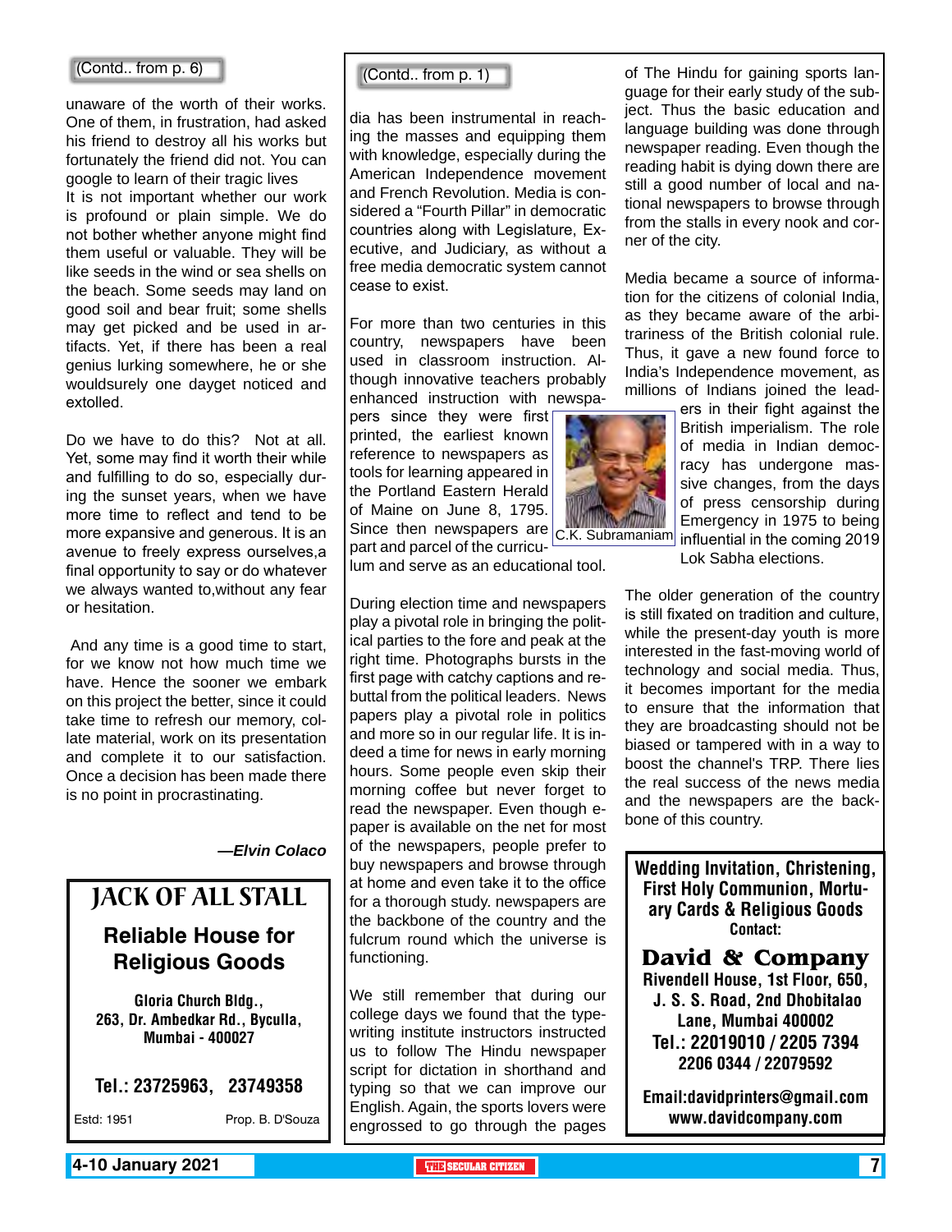(Contd.. from p. 6)

unaware of the worth of their works. One of them, in frustration, had asked his friend to destroy all his works but fortunately the friend did not. You can google to learn of their tragic lives

It is not important whether our work is profound or plain simple. We do not bother whether anyone might find them useful or valuable. They will be like seeds in the wind or sea shells on the beach. Some seeds may land on good soil and bear fruit; some shells may get picked and be used in artifacts. Yet, if there has been a real genius lurking somewhere, he or she wouldsurely one dayget noticed and extolled.

Do we have to do this? Not at all. Yet, some may find it worth their while and fulfilling to do so, especially during the sunset years, when we have more time to reflect and tend to be more expansive and generous. It is an avenue to freely express ourselves,a final opportunity to say or do whatever we always wanted to,without any fear or hesitation.

And any time is a good time to start, for we know not how much time we have. Hence the sooner we embark on this project the better, since it could take time to refresh our memory, collate material, work on its presentation and complete it to our satisfaction. Once a decision has been made there is no point in procrastinating.

*—Elvin Colaco*

---

**JACK OF ALL STALL**

**Reliable House for Religious Goods**

**Gloria Church Bldg., 263, Dr. Ambedkar Rd., Byculla, Mumbai - 400027**

**Tel.: 23725963, 23749358**

Estd: 1951 Prop. B. D'Souza

---

(Contd.. from p. 1)

dia has been instrumental in reaching the masses and equipping them with knowledge, especially during the American Independence movement and French Revolution. Media is considered a "Fourth Pillar" in democratic countries along with Legislature, Executive, and Judiciary, as without a free media democratic system cannot cease to exist.

For more than two centuries in this country, newspapers have been used in classroom instruction. Although innovative teachers probably enhanced instruction with newspapers since they were first printed, the earliest known reference to newspapers as tools for learning appeared in the Portland Eastern Herald of Maine on June 8, 1795. Since then newspapers are part and parcel of the curriculum and serve as an educational tool.

C.K. Subramaniam

During election time and newspapers play a pivotal role in bringing the political parties to the fore and peak at the right time. Photographs bursts in the first page with catchy captions and rebuttal from the political leaders. News papers play a pivotal role in politics and more so in our regular life. It is indeed a time for news in early morning hours. Some people even skip their morning coffee but never forget to read the newspaper. Even though e-paper is available on the net for most of the newspapers, people prefer to buy newspapers and browse through at home and even take it to the office for a thorough study. newspapers are the backbone of the country and the fulcrum round which the universe is functioning.

We still remember that during our college days we found that the typewriting institute instructors instructed us to follow The Hindu newspaper script for dictation in shorthand and typing so that we can improve our English. Again, the sports lovers were engrossed to go through the pages of The Hindu for gaining sports language for their early study of the subject. Thus the basic education and language building was done through newspaper reading. Even though the reading habit is dying down there are still a good number of local and national newspapers to browse through from the stalls in every nook and corner of the city.

Media became a source of information for the citizens of colonial India, as they became aware of the arbitrariness of the British colonial rule. Thus, it gave a new found force to India's Independence movement, as millions of Indians joined the leaders in their fight against the British imperialism. The role of media in Indian democracy has undergone massive changes, from the days of press censorship during Emergency in 1975 to being influential in the coming 2019 Lok Sabha elections.

The older generation of the country is still fixated on tradition and culture, while the present-day youth is more interested in the fast-moving world of technology and social media. Thus, it becomes important for the media to ensure that the information that they are broadcasting should not be biased or tampered with in a way to boost the channel's TRP. There lies the real success of the news media and the newspapers are the backbone of this country.

---

**Wedding Invitation, Christening, First Holy Communion, Mortuary Cards & Religious Goods**

**Contact:**

**David & Company**

**Rivendell House, 1st Floor, 650, J. S. S. Road, 2nd Dhobitalao Lane, Mumbai 400002**

**Tel.: 22019010 / 2205 7394 2206 0344 / 22079592**

**Email:davidprinters@gmail.com**
**www.davidcompany.com**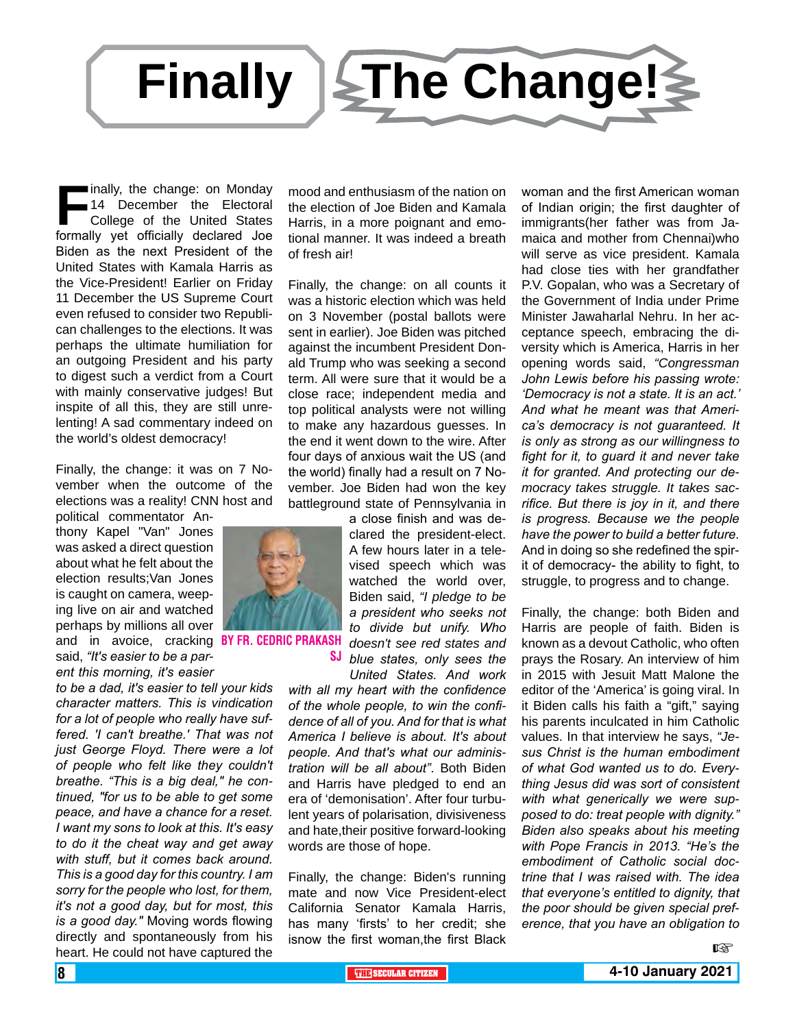# Finally The Change!

**BY FR. CEDRIC PRAKASH SJ**

Finally, the change: on Monday 14 December the Electoral College of the United States formally yet officially declared Joe Biden as the next President of the United States with Kamala Harris as the Vice-President! Earlier on Friday 11 December the US Supreme Court even refused to consider two Republican challenges to the elections. It was perhaps the ultimate humiliation for an outgoing President and his party to digest such a verdict from a Court with mainly conservative judges! But inspite of all this, they are still unrelenting! A sad commentary indeed on the world's oldest democracy!

Finally, the change: it was on 7 November when the outcome of the elections was a reality! CNN host and political commentator Anthony Kapel "Van" Jones was asked a direct question about what he felt about the election results;Van Jones is caught on camera, weeping live on air and watched perhaps by millions all over and in avoice, cracking said, *"It's easier to be a parent this morning, it's easier to be a dad, it's easier to tell your kids character matters. This is vindication for a lot of people who really have suffered. 'I can't breathe.' That was not just George Floyd. There were a lot of people who felt like they couldn't breathe. "This is a big deal," he continued, "for us to be able to get some peace, and have a chance for a reset. I want my sons to look at this. It's easy to do it the cheat way and get away with stuff, but it comes back around. This is a good day for this country. I am sorry for the people who lost, for them, it's not a good day, but for most, this is a good day."* Moving words flowing directly and spontaneously from his heart. He could not have captured the mood and enthusiasm of the nation on the election of Joe Biden and Kamala Harris, in a more poignant and emotional manner. It was indeed a breath of fresh air!

Finally, the change: on all counts it was a historic election which was held on 3 November (postal ballots were sent in earlier). Joe Biden was pitched against the incumbent President Donald Trump who was seeking a second term. All were sure that it would be a close race; independent media and top political analysts were not willing to make any hazardous guesses. In the end it went down to the wire. After four days of anxious wait the US (and the world) finally had a result on 7 November. Joe Biden had won the key battleground state of Pennsylvania in a close finish and was declared the president-elect. A few hours later in a televised speech which was watched the world over, Biden said, *"I pledge to be a president who seeks not to divide but unify. Who doesn't see red states and blue states, only sees the United States. And work with all my heart with the confidence of the whole people, to win the confidence of all of you. And for that is what America I believe is about. It's about people. And that's what our administration will be all about"*. Both Biden and Harris have pledged to end an era of 'demonisation'. After four turbulent years of polarisation, divisiveness and hate,their positive forward-looking words are those of hope.

Finally, the change: Biden's running mate and now Vice President-elect California Senator Kamala Harris, has many 'firsts' to her credit; she isnow the first woman,the first Black woman and the first American woman of Indian origin; the first daughter of immigrants(her father was from Jamaica and mother from Chennai)who will serve as vice president. Kamala had close ties with her grandfather P.V. Gopalan, who was a Secretary of the Government of India under Prime Minister Jawaharlal Nehru. In her acceptance speech, embracing the diversity which is America, Harris in her opening words said, *"Congressman John Lewis before his passing wrote: 'Democracy is not a state. It is an act.' And what he meant was that America's democracy is not guaranteed. It is only as strong as our willingness to fight for it, to guard it and never take it for granted. And protecting our democracy takes struggle. It takes sacrifice. But there is joy in it, and there is progress. Because we the people have the power to build a better future.* And in doing so she redefined the spirit of democracy- the ability to fight, to struggle, to progress and to change.

Finally, the change: both Biden and Harris are people of faith. Biden is known as a devout Catholic, who often prays the Rosary. An interview of him in 2015 with Jesuit Matt Malone the editor of the 'America' is going viral. In it Biden calls his faith a "gift," saying his parents inculcated in him Catholic values. In that interview he says, *"Jesus Christ is the human embodiment of what God wanted us to do. Everything Jesus did was sort of consistent with what generically we were supposed to do: treat people with dignity." Biden also speaks about his meeting with Pope Francis in 2013. "He's the embodiment of Catholic social doctrine that I was raised with. The idea that everyone's entitled to dignity, that the poor should be given special preference, that you have an obligation to*

☞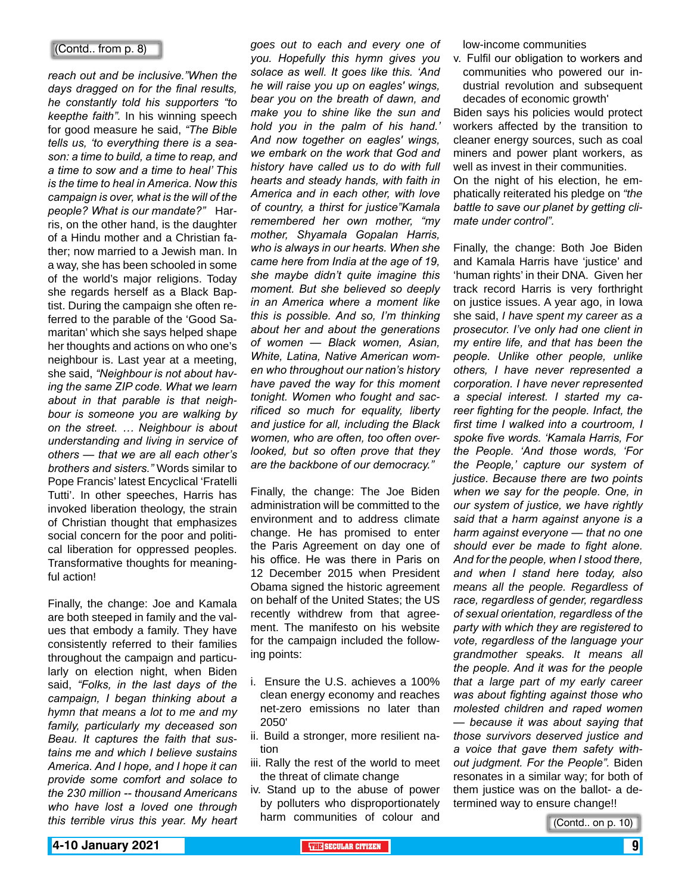(Contd.. from p. 8)

*reach out and be inclusive."When the days dragged on for the final results, he constantly told his supporters "to keepthe faith".* In his winning speech for good measure he said, *"The Bible tells us, 'to everything there is a season: a time to build, a time to reap, and a time to sow and a time to heal' This is the time to heal in America. Now this campaign is over, what is the will of the people? What is our mandate?"* Harris, on the other hand, is the daughter of a Hindu mother and a Christian father; now married to a Jewish man. In a way, she has been schooled in some of the world's major religions. Today she regards herself as a Black Baptist. During the campaign she often referred to the parable of the 'Good Samaritan' which she says helped shape her thoughts and actions on who one's neighbour is. Last year at a meeting, she said, *"Neighbour is not about having the same ZIP code. What we learn about in that parable is that neighbour is someone you are walking by on the street. … Neighbour is about understanding and living in service of others — that we are all each other's brothers and sisters."* Words similar to Pope Francis' latest Encyclical 'Fratelli Tutti'. In other speeches, Harris has invoked liberation theology, the strain of Christian thought that emphasizes social concern for the poor and political liberation for oppressed peoples. Transformative thoughts for meaningful action!

Finally, the change: Joe and Kamala are both steeped in family and the values that embody a family. They have consistently referred to their families throughout the campaign and particularly on election night, when Biden said, *"Folks, in the last days of the campaign, I began thinking about a hymn that means a lot to me and my family, particularly my deceased son Beau. It captures the faith that sustains me and which I believe sustains America. And I hope, and I hope it can provide some comfort and solace to the 230 million -- thousand Americans who have lost a loved one through this terrible virus this year. My heart goes out to each and every one of you. Hopefully this hymn gives you solace as well. It goes like this. 'And he will raise you up on eagles' wings, bear you on the breath of dawn, and make you to shine like the sun and hold you in the palm of his hand.' And now together on eagles' wings, we embark on the work that God and history have called us to do with full hearts and steady hands, with faith in America and in each other, with love of country, a thirst for justice"*Kamala remembered her own mother, *"my mother, Shyamala Gopalan Harris, who is always in our hearts. When she came here from India at the age of 19, she maybe didn't quite imagine this moment. But she believed so deeply in an America where a moment like this is possible. And so, I'm thinking about her and about the generations of women — Black women, Asian, White, Latina, Native American women who throughout our nation's history have paved the way for this moment tonight. Women who fought and sacrificed so much for equality, liberty and justice for all, including the Black women, who are often, too often overlooked, but so often prove that they are the backbone of our democracy."*

Finally, the change: The Joe Biden administration will be committed to the environment and to address climate change. He has promised to enter the Paris Agreement on day one of his office. He was there in Paris on 12 December 2015 when President Obama signed the historic agreement on behalf of the United States; the US recently withdrew from that agreement. The manifesto on his website for the campaign included the following points:

i. Ensure the U.S. achieves a 100% clean energy economy and reaches net-zero emissions no later than 2050'
ii. Build a stronger, more resilient nation
iii. Rally the rest of the world to meet the threat of climate change
iv. Stand up to the abuse of power by polluters who disproportionately harm communities of colour and low-income communities
v. Fulfil our obligation to workers and communities who powered our industrial revolution and subsequent decades of economic growth'

Biden says his policies would protect workers affected by the transition to cleaner energy sources, such as coal miners and power plant workers, as well as invest in their communities. On the night of his election, he emphatically reiterated his pledge on *"the battle to save our planet by getting climate under control".*

Finally, the change: Both Joe Biden and Kamala Harris have 'justice' and 'human rights' in their DNA. Given her track record Harris is very forthright on justice issues. A year ago, in Iowa she said, *I have spent my career as a prosecutor. I've only had one client in my entire life, and that has been the people. Unlike other people, unlike others, I have never represented a corporation. I have never represented a special interest. I started my career fighting for the people. Infact, the first time I walked into a courtroom, I spoke five words. 'Kamala Harris, For the People. 'And those words, 'For the People,' capture our system of justice. Because there are two points when we say for the people. One, in our system of justice, we have rightly said that a harm against anyone is a harm against everyone — that no one should ever be made to fight alone. And for the people, when I stood there, and when I stand here today, also means all the people. Regardless of race, regardless of gender, regardless of sexual orientation, regardless of the party with which they are registered to vote, regardless of the language your grandmother speaks. It means all the people. And it was for the people that a large part of my early career was about fighting against those who molested children and raped women — because it was about saying that those survivors deserved justice and a voice that gave them safety without judgment. For the People".* Biden resonates in a similar way; for both of them justice was on the ballot- a determined way to ensure change!!

(Contd.. on p. 10)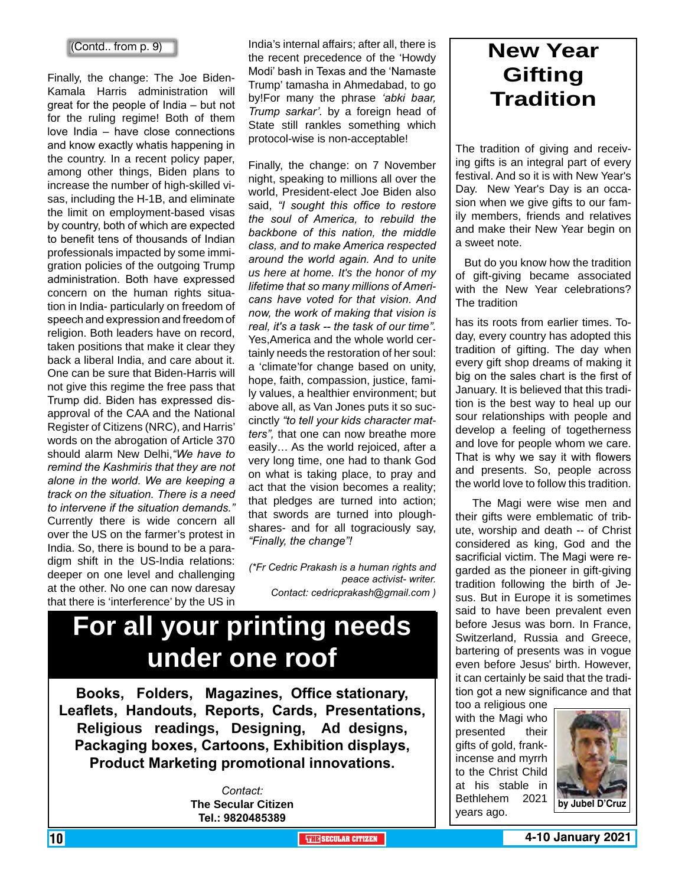(Contd.. from p. 9)

Finally, the change: The Joe Biden-Kamala Harris administration will great for the people of India – but not for the ruling regime! Both of them love India – have close connections and know exactly whatis happening in the country. In a recent policy paper, among other things, Biden plans to increase the number of high-skilled visas, including the H-1B, and eliminate the limit on employment-based visas by country, both of which are expected to benefit tens of thousands of Indian professionals impacted by some immigration policies of the outgoing Trump administration. Both have expressed concern on the human rights situation in India- particularly on freedom of speech and expression and freedom of religion. Both leaders have on record, taken positions that make it clear they back a liberal India, and care about it. One can be sure that Biden-Harris will not give this regime the free pass that Trump did. Biden has expressed disapproval of the CAA and the National Register of Citizens (NRC), and Harris' words on the abrogation of Article 370 should alarm New Delhi,*"We have to remind the Kashmiris that they are not alone in the world. We are keeping a track on the situation. There is a need to intervene if the situation demands."* Currently there is wide concern all over the US on the farmer's protest in India. So, there is bound to be a paradigm shift in the US-India relations: deeper on one level and challenging at the other. No one can now daresay that there is 'interference' by the US in India's internal affairs; after all, there is the recent precedence of the 'Howdy Modi' bash in Texas and the 'Namaste Trump' tamasha in Ahmedabad, to go by!For many the phrase *'abki baar, Trump sarkar'*. by a foreign head of State still rankles something which protocol-wise is non-acceptable!

Finally, the change: on 7 November night, speaking to millions all over the world, President-elect Joe Biden also said, *"I sought this office to restore the soul of America, to rebuild the backbone of this nation, the middle class, and to make America respected around the world again. And to unite us here at home. It's the honor of my lifetime that so many millions of Americans have voted for that vision. And now, the work of making that vision is real, it's a task -- the task of our time".* Yes,America and the whole world certainly needs the restoration of her soul: a 'climate'for change based on unity, hope, faith, compassion, justice, family values, a healthier environment; but above all, as Van Jones puts it so succinctly *"to tell your kids character matters"*, that one can now breathe more easily… As the world rejoiced, after a very long time, one had to thank God on what is taking place, to pray and act that the vision becomes a reality; that pledges are turned into action; that swords are turned into ploughshares- and for all tograciously say, *"Finally, the change"!*

*(\*Fr Cedric Prakash is a human rights and peace activist- writer. Contact: cedricprakash@gmail.com )*

# For all your printing needs under one roof

**Books, Folders, Magazines, Office stationary, Leaflets, Handouts, Reports, Cards, Presentations, Religious readings, Designing, Ad designs, Packaging boxes, Cartoons, Exhibition displays, Product Marketing promotional innovations.**

*Contact:*
**The Secular Citizen**
**Tel.: 9820485389**

# New Year Gifting Tradition

**by Jubel D'Cruz**

The tradition of giving and receiving gifts is an integral part of every festival. And so it is with New Year's Day. New Year's Day is an occasion when we give gifts to our family members, friends and relatives and make their New Year begin on a sweet note.

But do you know how the tradition of gift-giving became associated with the New Year celebrations? The tradition

has its roots from earlier times. Today, every country has adopted this tradition of gifting. The day when every gift shop dreams of making it big on the sales chart is the first of January. It is believed that this tradition is the best way to heal up our sour relationships with people and develop a feeling of togetherness and love for people whom we care. That is why we say it with flowers and presents. So, people across the world love to follow this tradition.

The Magi were wise men and their gifts were emblematic of tribute, worship and death -- of Christ considered as king, God and the sacrificial victim. The Magi were regarded as the pioneer in gift-giving tradition following the birth of Jesus. But in Europe it is sometimes said to have been prevalent even before Jesus was born. In France, Switzerland, Russia and Greece, bartering of presents was in vogue even before Jesus' birth. However, it can certainly be said that the tradition got a new significance and that too a religious one with the Magi who presented their gifts of gold, frankincense and myrrh to the Christ Child at his stable in Bethlehem 2021 years ago.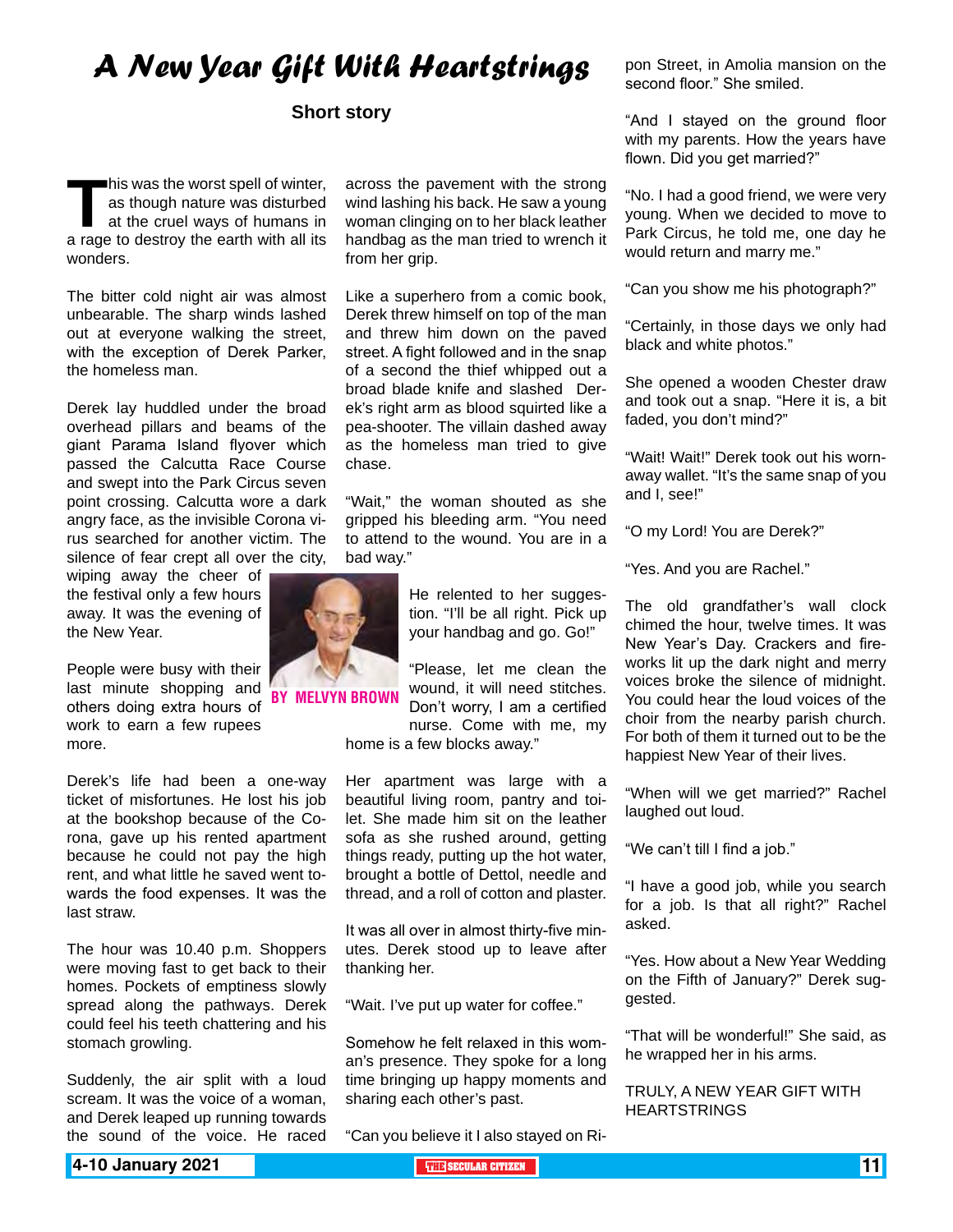# A New Year Gift With Heartstrings

**Short story**

BY MELVYN BROWN

This was the worst spell of winter, as though nature was disturbed at the cruel ways of humans in a rage to destroy the earth with all its wonders.

The bitter cold night air was almost unbearable. The sharp winds lashed out at everyone walking the street, with the exception of Derek Parker, the homeless man.

Derek lay huddled under the broad overhead pillars and beams of the giant Parama Island flyover which passed the Calcutta Race Course and swept into the Park Circus seven point crossing. Calcutta wore a dark angry face, as the invisible Corona virus searched for another victim. The silence of fear crept all over the city, wiping away the cheer of the festival only a few hours away. It was the evening of the New Year.

People were busy with their last minute shopping and others doing extra hours of work to earn a few rupees more.

Derek's life had been a one-way ticket of misfortunes. He lost his job at the bookshop because of the Corona, gave up his rented apartment because he could not pay the high rent, and what little he saved went towards the food expenses. It was the last straw.

The hour was 10.40 p.m. Shoppers were moving fast to get back to their homes. Pockets of emptiness slowly spread along the pathways. Derek could feel his teeth chattering and his stomach growling.

Suddenly, the air split with a loud scream. It was the voice of a woman, and Derek leaped up running towards the sound of the voice. He raced across the pavement with the strong wind lashing his back. He saw a young woman clinging on to her black leather handbag as the man tried to wrench it from her grip.

Like a superhero from a comic book, Derek threw himself on top of the man and threw him down on the paved street. A fight followed and in the snap of a second the thief whipped out a broad blade knife and slashed Derek's right arm as blood squirted like a pea-shooter. The villain dashed away as the homeless man tried to give chase.

"Wait," the woman shouted as she gripped his bleeding arm. "You need to attend to the wound. You are in a bad way."

He relented to her suggestion. "I'll be all right. Pick up your handbag and go. Go!"

"Please, let me clean the wound, it will need stitches. Don't worry, I am a certified nurse. Come with me, my home is a few blocks away."

Her apartment was large with a beautiful living room, pantry and toilet. She made him sit on the leather sofa as she rushed around, getting things ready, putting up the hot water, brought a bottle of Dettol, needle and thread, and a roll of cotton and plaster.

It was all over in almost thirty-five minutes. Derek stood up to leave after thanking her.

"Wait. I've put up water for coffee."

Somehow he felt relaxed in this woman's presence. They spoke for a long time bringing up happy moments and sharing each other's past.

"Can you believe it I also stayed on Ripon Street, in Amolia mansion on the second floor." She smiled.

"And I stayed on the ground floor with my parents. How the years have flown. Did you get married?"

"No. I had a good friend, we were very young. When we decided to move to Park Circus, he told me, one day he would return and marry me."

"Can you show me his photograph?"

"Certainly, in those days we only had black and white photos."

She opened a wooden Chester draw and took out a snap. "Here it is, a bit faded, you don't mind?"

"Wait! Wait!" Derek took out his worn-away wallet. "It's the same snap of you and I, see!"

"O my Lord! You are Derek?"

"Yes. And you are Rachel."

The old grandfather's wall clock chimed the hour, twelve times. It was New Year's Day. Crackers and fireworks lit up the dark night and merry voices broke the silence of midnight. You could hear the loud voices of the choir from the nearby parish church. For both of them it turned out to be the happiest New Year of their lives.

"When will we get married?" Rachel laughed out loud.

"We can't till I find a job."

"I have a good job, while you search for a job. Is that all right?" Rachel asked.

"Yes. How about a New Year Wedding on the Fifth of January?" Derek suggested.

"That will be wonderful!" She said, as he wrapped her in his arms.

TRULY, A NEW YEAR GIFT WITH HEARTSTRINGS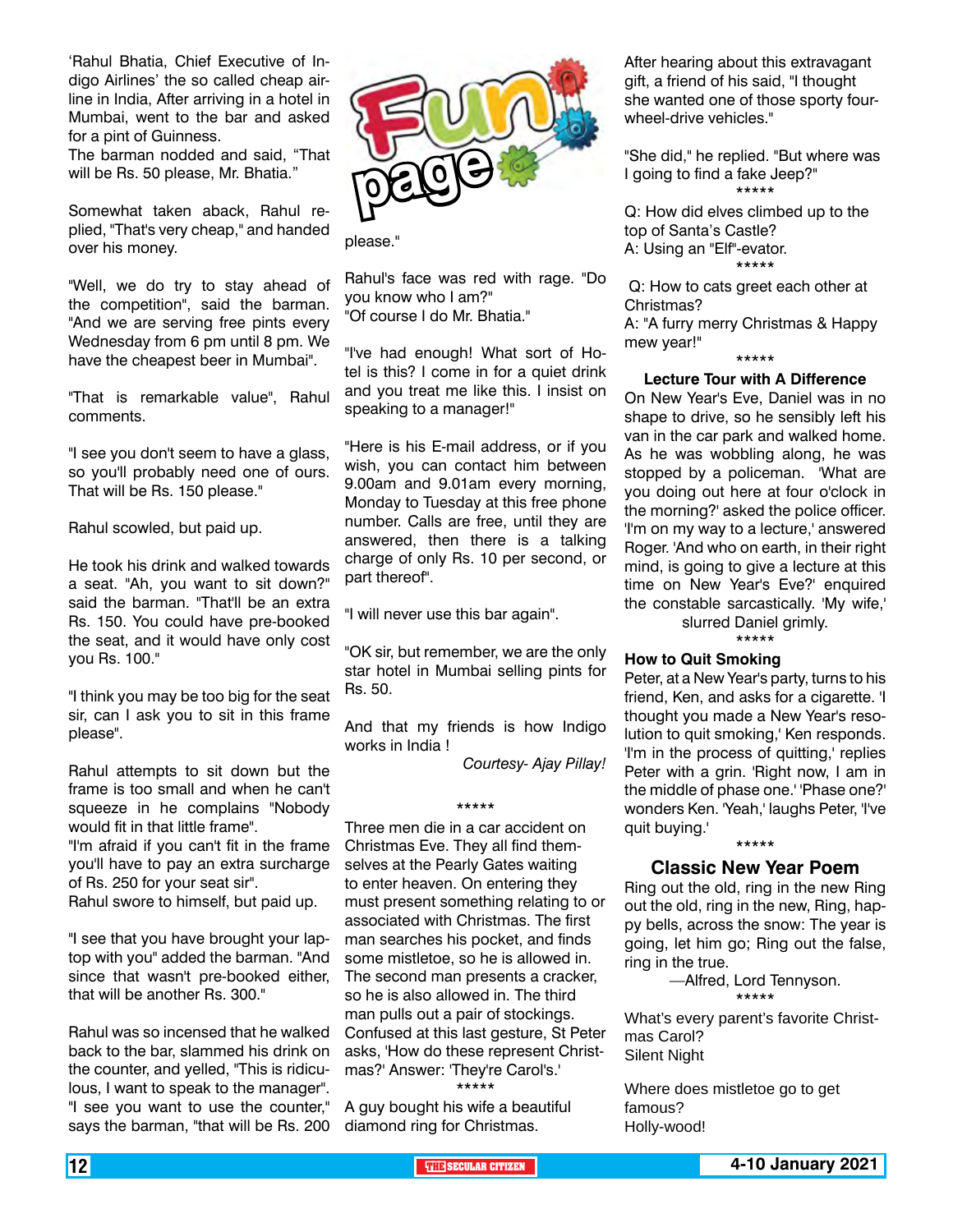# Fun page

'Rahul Bhatia, Chief Executive of Indigo Airlines' the so called cheap airline in India, After arriving in a hotel in Mumbai, went to the bar and asked for a pint of Guinness.

The barman nodded and said, "That will be Rs. 50 please, Mr. Bhatia."

Somewhat taken aback, Rahul replied, "That's very cheap," and handed over his money.

"Well, we do try to stay ahead of the competition", said the barman. "And we are serving free pints every Wednesday from 6 pm until 8 pm. We have the cheapest beer in Mumbai".

"That is remarkable value", Rahul comments.

"I see you don't seem to have a glass, so you'll probably need one of ours. That will be Rs. 150 please."

Rahul scowled, but paid up.

He took his drink and walked towards a seat. "Ah, you want to sit down?" said the barman. "That'll be an extra Rs. 150. You could have pre-booked the seat, and it would have only cost you Rs. 100."

"I think you may be too big for the seat sir, can I ask you to sit in this frame please".

Rahul attempts to sit down but the frame is too small and when he can't squeeze in he complains "Nobody would fit in that little frame".

"I'm afraid if you can't fit in the frame you'll have to pay an extra surcharge of Rs. 250 for your seat sir".

Rahul swore to himself, but paid up.

"I see that you have brought your laptop with you" added the barman. "And since that wasn't pre-booked either, that will be another Rs. 300."

Rahul was so incensed that he walked back to the bar, slammed his drink on the counter, and yelled, "This is ridiculous, I want to speak to the manager".

"I see you want to use the counter," says the barman, "that will be Rs. 200 please."

Rahul's face was red with rage. "Do you know who I am?"

"Of course I do Mr. Bhatia."

"I've had enough! What sort of Hotel is this? I come in for a quiet drink and you treat me like this. I insist on speaking to a manager!"

"Here is his E-mail address, or if you wish, you can contact him between 9.00am and 9.01am every morning, Monday to Tuesday at this free phone number. Calls are free, until they are answered, then there is a talking charge of only Rs. 10 per second, or part thereof".

"I will never use this bar again".

"OK sir, but remember, we are the only star hotel in Mumbai selling pints for Rs. 50.

And that my friends is how Indigo works in India !

*Courtesy- Ajay Pillay!*

*****

Three men die in a car accident on Christmas Eve. They all find themselves at the Pearly Gates waiting to enter heaven. On entering they must present something relating to or associated with Christmas. The first man searches his pocket, and finds some mistletoe, so he is allowed in. The second man presents a cracker, so he is also allowed in. The third man pulls out a pair of stockings. Confused at this last gesture, St Peter asks, 'How do these represent Christmas?' Answer: 'They're Carol's.'

*****

A guy bought his wife a beautiful diamond ring for Christmas.

After hearing about this extravagant gift, a friend of his said, "I thought she wanted one of those sporty four-wheel-drive vehicles."

"She did," he replied. "But where was I going to find a fake Jeep?"

*****

Q: How did elves climbed up to the top of Santa's Castle?

A: Using an "Elf"-evator.

*****

Q: How to cats greet each other at Christmas?

A: "A furry merry Christmas & Happy mew year!"

*****

### Lecture Tour with A Difference

On New Year's Eve, Daniel was in no shape to drive, so he sensibly left his van in the car park and walked home. As he was wobbling along, he was stopped by a policeman. 'What are you doing out here at four o'clock in the morning?' asked the police officer. 'I'm on my way to a lecture,' answered Roger. 'And who on earth, in their right mind, is going to give a lecture at this time on New Year's Eve?' enquired the constable sarcastically. 'My wife,' slurred Daniel grimly.

*****

### How to Quit Smoking

Peter, at a New Year's party, turns to his friend, Ken, and asks for a cigarette. 'I thought you made a New Year's resolution to quit smoking,' Ken responds. 'I'm in the process of quitting,' replies Peter with a grin. 'Right now, I am in the middle of phase one.' 'Phase one?' wonders Ken. 'Yeah,' laughs Peter, 'I've quit buying.'

*****

### Classic New Year Poem

Ring out the old, ring in the new Ring out the old, ring in the new, Ring, happy bells, across the snow: The year is going, let him go; Ring out the false, ring in the true.

—Alfred, Lord Tennyson.

*****

What's every parent's favorite Christmas Carol?

Silent Night

Where does mistletoe go to get famous?

Holly-wood!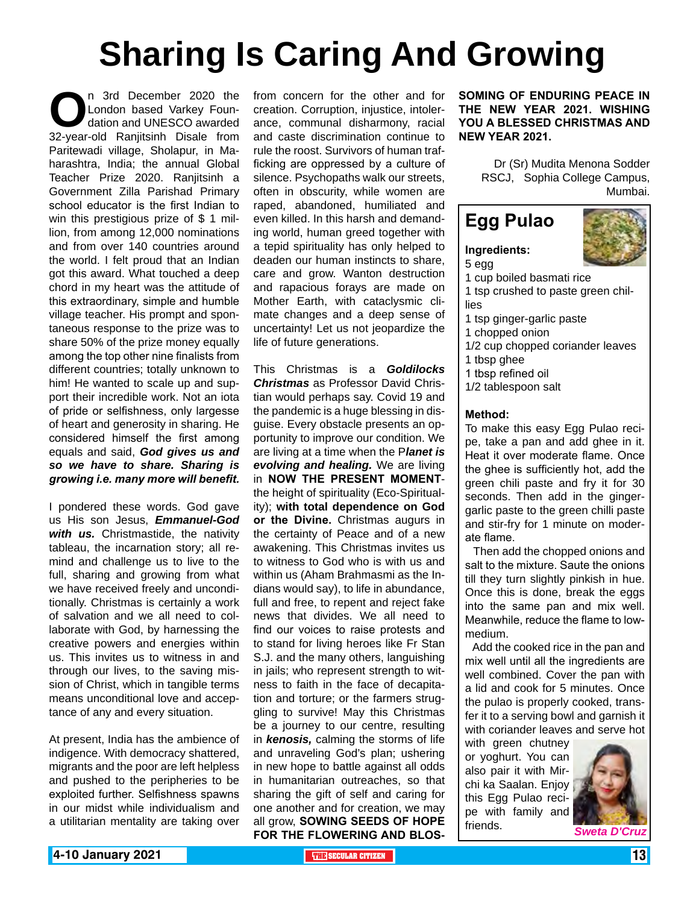# Sharing Is Caring And Growing

On 3rd December 2020 the London based Varkey Foundation and UNESCO awarded 32-year-old Ranjitsinh Disale from Paritewadi village, Sholapur, in Maharashtra, India; the annual Global Teacher Prize 2020. Ranjitsinh a Government Zilla Parishad Primary school educator is the first Indian to win this prestigious prize of $ 1 million, from among 12,000 nominations and from over 140 countries around the world. I felt proud that an Indian got this award. What touched a deep chord in my heart was the attitude of this extraordinary, simple and humble village teacher. His prompt and spontaneous response to the prize was to share 50% of the prize money equally among the top other nine finalists from different countries; totally unknown to him! He wanted to scale up and support their incredible work. Not an iota of pride or selfishness, only largesse of heart and generosity in sharing. He considered himself the first among equals and said, ***God gives us and so we have to share. Sharing is growing i.e. many more will benefit.***

I pondered these words. God gave us His son Jesus, ***Emmanuel-God with us.*** Christmastide, the nativity tableau, the incarnation story; all remind and challenge us to live to the full, sharing and growing from what we have received freely and unconditionally. Christmas is certainly a work of salvation and we all need to collaborate with God, by harnessing the creative powers and energies within us. This invites us to witness in and through our lives, to the saving mission of Christ, which in tangible terms means unconditional love and acceptance of any and every situation.

At present, India has the ambience of indigence. With democracy shattered, migrants and the poor are left helpless and pushed to the peripheries to be exploited further. Selfishness spawns in our midst while individualism and a utilitarian mentality are taking over from concern for the other and for creation. Corruption, injustice, intolerance, communal disharmony, racial and caste discrimination continue to rule the roost. Survivors of human trafficking are oppressed by a culture of silence. Psychopaths walk our streets, often in obscurity, while women are raped, abandoned, humiliated and even killed. In this harsh and demanding world, human greed together with a tepid spirituality has only helped to deaden our human instincts to share, care and grow. Wanton destruction and rapacious forays are made on Mother Earth, with cataclysmic climate changes and a deep sense of uncertainty! Let us not jeopardize the life of future generations.

This Christmas is a ***Goldilocks Christmas*** as Professor David Christian would perhaps say. Covid 19 and the pandemic is a huge blessing in disguise. Every obstacle presents an opportunity to improve our condition. We are living at a time when the P***lanet is evolving and healing.*** We are living in **NOW THE PRESENT MOMENT**-the height of spirituality (Eco-Spirituality); **with total dependence on God or the Divine.** Christmas augurs in the certainty of Peace and of a new awakening. This Christmas invites us to witness to God who is with us and within us (Aham Brahmasmi as the Indians would say), to life in abundance, full and free, to repent and reject fake news that divides. We all need to find our voices to raise protests and to stand for living heroes like Fr Stan S.J. and the many others, languishing in jails; who represent strength to witness to faith in the face of decapitation and torture; or the farmers struggling to survive! May this Christmas be a journey to our centre, resulting in ***kenosis,*** calming the storms of life and unraveling God's plan; ushering in new hope to battle against all odds in humanitarian outreaches, so that sharing the gift of self and caring for one another and for creation, we may all grow, **SOWING SEEDS OF HOPE FOR THE FLOWERING AND BLOSSOMING OF ENDURING PEACE IN THE NEW YEAR 2021. WISHING YOU A BLESSED CHRISTMAS AND NEW YEAR 2021.**

Dr (Sr) Mudita Menona Sodder RSCJ, Sophia College Campus, Mumbai.

## Egg Pulao

**Ingredients:**

5 egg
1 cup boiled basmati rice
1 tsp crushed to paste green chillies
1 tsp ginger-garlic paste
1 chopped onion
1/2 cup chopped coriander leaves
1 tbsp ghee
1 tbsp refined oil
1/2 tablespoon salt

**Method:**

To make this easy Egg Pulao recipe, take a pan and add ghee in it. Heat it over moderate flame. Once the ghee is sufficiently hot, add the green chili paste and fry it for 30 seconds. Then add in the ginger-garlic paste to the green chilli paste and stir-fry for 1 minute on moderate flame.

Then add the chopped onions and salt to the mixture. Saute the onions till they turn slightly pinkish in hue. Once this is done, break the eggs into the same pan and mix well. Meanwhile, reduce the flame to low-medium.

Add the cooked rice in the pan and mix well until all the ingredients are well combined. Cover the pan with a lid and cook for 5 minutes. Once the pulao is properly cooked, transfer it to a serving bowl and garnish it with coriander leaves and serve hot with green chutney or yoghurt. You can also pair it with Mirchi ka Saalan. Enjoy this Egg Pulao recipe with family and friends.

*Sweta D'Cruz*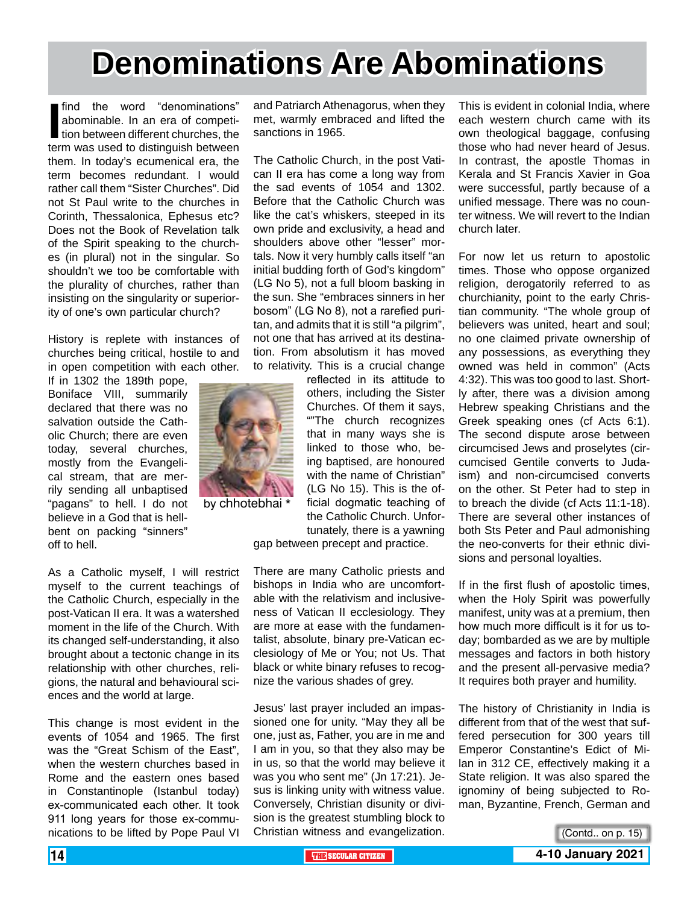# Denominations Are Abominations

I find the word "denominations" abominable. In an era of competition between different churches, the term was used to distinguish between them. In today's ecumenical era, the term becomes redundant. I would rather call them "Sister Churches". Did not St Paul write to the churches in Corinth, Thessalonica, Ephesus etc? Does not the Book of Revelation talk of the Spirit speaking to the churches (in plural) not in the singular. So shouldn't we too be comfortable with the plurality of churches, rather than insisting on the singularity or superiority of one's own particular church?

History is replete with instances of churches being critical, hostile to and in open competition with each other. If in 1302 the 189th pope, Boniface VIII, summarily declared that there was no salvation outside the Catholic Church; there are even today, several churches, mostly from the Evangelical stream, that are merrily sending all unbaptised "pagans" to hell. I do not believe in a God that is hell-bent on packing "sinners" off to hell.

by chhotebhai *

As a Catholic myself, I will restrict myself to the current teachings of the Catholic Church, especially in the post-Vatican II era. It was a watershed moment in the life of the Church. With its changed self-understanding, it also brought about a tectonic change in its relationship with other churches, religions, the natural and behavioural sciences and the world at large.

This change is most evident in the events of 1054 and 1965. The first was the "Great Schism of the East", when the western churches based in Rome and the eastern ones based in Constantinople (Istanbul today) ex-communicated each other. It took 911 long years for those ex-communications to be lifted by Pope Paul VI and Patriarch Athenagorus, when they met, warmly embraced and lifted the sanctions in 1965.

The Catholic Church, in the post Vatican II era has come a long way from the sad events of 1054 and 1302. Before that the Catholic Church was like the cat's whiskers, steeped in its own pride and exclusivity, a head and shoulders above other "lesser" mortals. Now it very humbly calls itself "an initial budding forth of God's kingdom" (LG No 5), not a full bloom basking in the sun. She "embraces sinners in her bosom" (LG No 8), not a rarefied puritan, and admits that it is still "a pilgrim", not one that has arrived at its destination. From absolutism it has moved to relativity. This is a crucial change reflected in its attitude to others, including the Sister Churches. Of them it says, ""The church recognizes that in many ways she is linked to those who, being baptised, are honoured with the name of Christian" (LG No 15). This is the official dogmatic teaching of the Catholic Church. Unfortunately, there is a yawning gap between precept and practice.

There are many Catholic priests and bishops in India who are uncomfortable with the relativism and inclusiveness of Vatican II ecclesiology. They are more at ease with the fundamentalist, absolute, binary pre-Vatican ecclesiology of Me or You; not Us. That black or white binary refuses to recognize the various shades of grey.

Jesus' last prayer included an impassioned one for unity. "May they all be one, just as, Father, you are in me and I am in you, so that they also may be in us, so that the world may believe it was you who sent me" (Jn 17:21). Jesus is linking unity with witness value. Conversely, Christian disunity or division is the greatest stumbling block to Christian witness and evangelization.

This is evident in colonial India, where each western church came with its own theological baggage, confusing those who had never heard of Jesus. In contrast, the apostle Thomas in Kerala and St Francis Xavier in Goa were successful, partly because of a unified message. There was no counter witness. We will revert to the Indian church later.

For now let us return to apostolic times. Those who oppose organized religion, derogatorily referred to as churchianity, point to the early Christian community. "The whole group of believers was united, heart and soul; no one claimed private ownership of any possessions, as everything they owned was held in common" (Acts 4:32). This was too good to last. Shortly after, there was a division among Hebrew speaking Christians and the Greek speaking ones (cf Acts 6:1). The second dispute arose between circumcised Jews and proselytes (circumcised Gentile converts to Judaism) and non-circumcised converts on the other. St Peter had to step in to breach the divide (cf Acts 11:1-18). There are several other instances of both Sts Peter and Paul admonishing the neo-converts for their ethnic divisions and personal loyalties.

If in the first flush of apostolic times, when the Holy Spirit was powerfully manifest, unity was at a premium, then how much more difficult is it for us today; bombarded as we are by multiple messages and factors in both history and the present all-pervasive media? It requires both prayer and humility.

The history of Christianity in India is different from that of the west that suffered persecution for 300 years till Emperor Constantine's Edict of Milan in 312 CE, effectively making it a State religion. It was also spared the ignominy of being subjected to Roman, Byzantine, French, German and

(Contd.. on p. 15)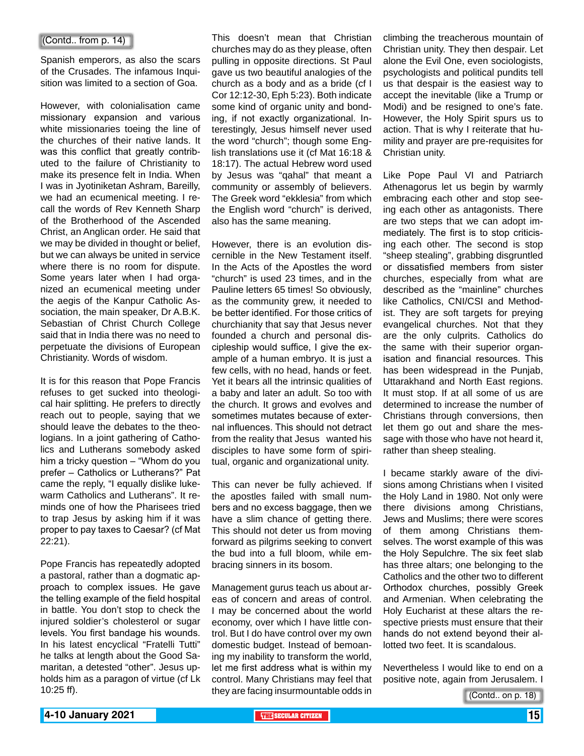(Contd.. from p. 14)

Spanish emperors, as also the scars of the Crusades. The infamous Inquisition was limited to a section of Goa.

However, with colonialisation came missionary expansion and various white missionaries toeing the line of the churches of their native lands. It was this conflict that greatly contributed to the failure of Christianity to make its presence felt in India. When I was in Jyotiniketan Ashram, Bareilly, we had an ecumenical meeting. I recall the words of Rev Kenneth Sharp of the Brotherhood of the Ascended Christ, an Anglican order. He said that we may be divided in thought or belief, but we can always be united in service where there is no room for dispute. Some years later when I had organized an ecumenical meeting under the aegis of the Kanpur Catholic Association, the main speaker, Dr A.B.K. Sebastian of Christ Church College said that in India there was no need to perpetuate the divisions of European Christianity. Words of wisdom.

It is for this reason that Pope Francis refuses to get sucked into theological hair splitting. He prefers to directly reach out to people, saying that we should leave the debates to the theologians. In a joint gathering of Catholics and Lutherans somebody asked him a tricky question – "Whom do you prefer – Catholics or Lutherans?" Pat came the reply, "I equally dislike lukewarm Catholics and Lutherans". It reminds one of how the Pharisees tried to trap Jesus by asking him if it was proper to pay taxes to Caesar? (cf Mat 22:21).

Pope Francis has repeatedly adopted a pastoral, rather than a dogmatic approach to complex issues. He gave the telling example of the field hospital in battle. You don't stop to check the injured soldier's cholesterol or sugar levels. You first bandage his wounds. In his latest encyclical "Fratelli Tutti" he talks at length about the Good Samaritan, a detested "other". Jesus upholds him as a paragon of virtue (cf Lk 10:25 ff).

This doesn't mean that Christian churches may do as they please, often pulling in opposite directions. St Paul gave us two beautiful analogies of the church as a body and as a bride (cf I Cor 12:12-30, Eph 5:23). Both indicate some kind of organic unity and bonding, if not exactly organizational. Interestingly, Jesus himself never used the word "church"; though some English translations use it (cf Mat 16:18 & 18:17). The actual Hebrew word used by Jesus was "qahal" that meant a community or assembly of believers. The Greek word "ekklesia" from which the English word "church" is derived, also has the same meaning.

However, there is an evolution discernible in the New Testament itself. In the Acts of the Apostles the word "church" is used 23 times, and in the Pauline letters 65 times! So obviously, as the community grew, it needed to be better identified. For those critics of churchianity that say that Jesus never founded a church and personal discipleship would suffice, I give the example of a human embryo. It is just a few cells, with no head, hands or feet. Yet it bears all the intrinsic qualities of a baby and later an adult. So too with the church. It grows and evolves and sometimes mutates because of external influences. This should not detract from the reality that Jesus wanted his disciples to have some form of spiritual, organic and organizational unity.

This can never be fully achieved. If the apostles failed with small numbers and no excess baggage, then we have a slim chance of getting there. This should not deter us from moving forward as pilgrims seeking to convert the bud into a full bloom, while embracing sinners in its bosom.

Management gurus teach us about areas of concern and areas of control. I may be concerned about the world economy, over which I have little control. But I do have control over my own domestic budget. Instead of bemoaning my inability to transform the world, let me first address what is within my control. Many Christians may feel that they are facing insurmountable odds in climbing the treacherous mountain of Christian unity. They then despair. Let alone the Evil One, even sociologists, psychologists and political pundits tell us that despair is the easiest way to accept the inevitable (like a Trump or Modi) and be resigned to one's fate. However, the Holy Spirit spurs us to action. That is why I reiterate that humility and prayer are pre-requisites for Christian unity.

Like Pope Paul VI and Patriarch Athenagorus let us begin by warmly embracing each other and stop seeing each other as antagonists. There are two steps that we can adopt immediately. The first is to stop criticising each other. The second is stop "sheep stealing", grabbing disgruntled or dissatisfied members from sister churches, especially from what are described as the "mainline" churches like Catholics, CNI/CSI and Methodist. They are soft targets for preying evangelical churches. Not that they are the only culprits. Catholics do the same with their superior organisation and financial resources. This has been widespread in the Punjab, Uttarakhand and North East regions. It must stop. If at all some of us are determined to increase the number of Christians through conversions, then let them go out and share the message with those who have not heard it, rather than sheep stealing.

I became starkly aware of the divisions among Christians when I visited the Holy Land in 1980. Not only were there divisions among Christians, Jews and Muslims; there were scores of them among Christians themselves. The worst example of this was the Holy Sepulchre. The six feet slab has three altars; one belonging to the Catholics and the other two to different Orthodox churches, possibly Greek and Armenian. When celebrating the Holy Eucharist at these altars the respective priests must ensure that their hands do not extend beyond their allotted two feet. It is scandalous.

Nevertheless I would like to end on a positive note, again from Jerusalem. I

(Contd.. on p. 18)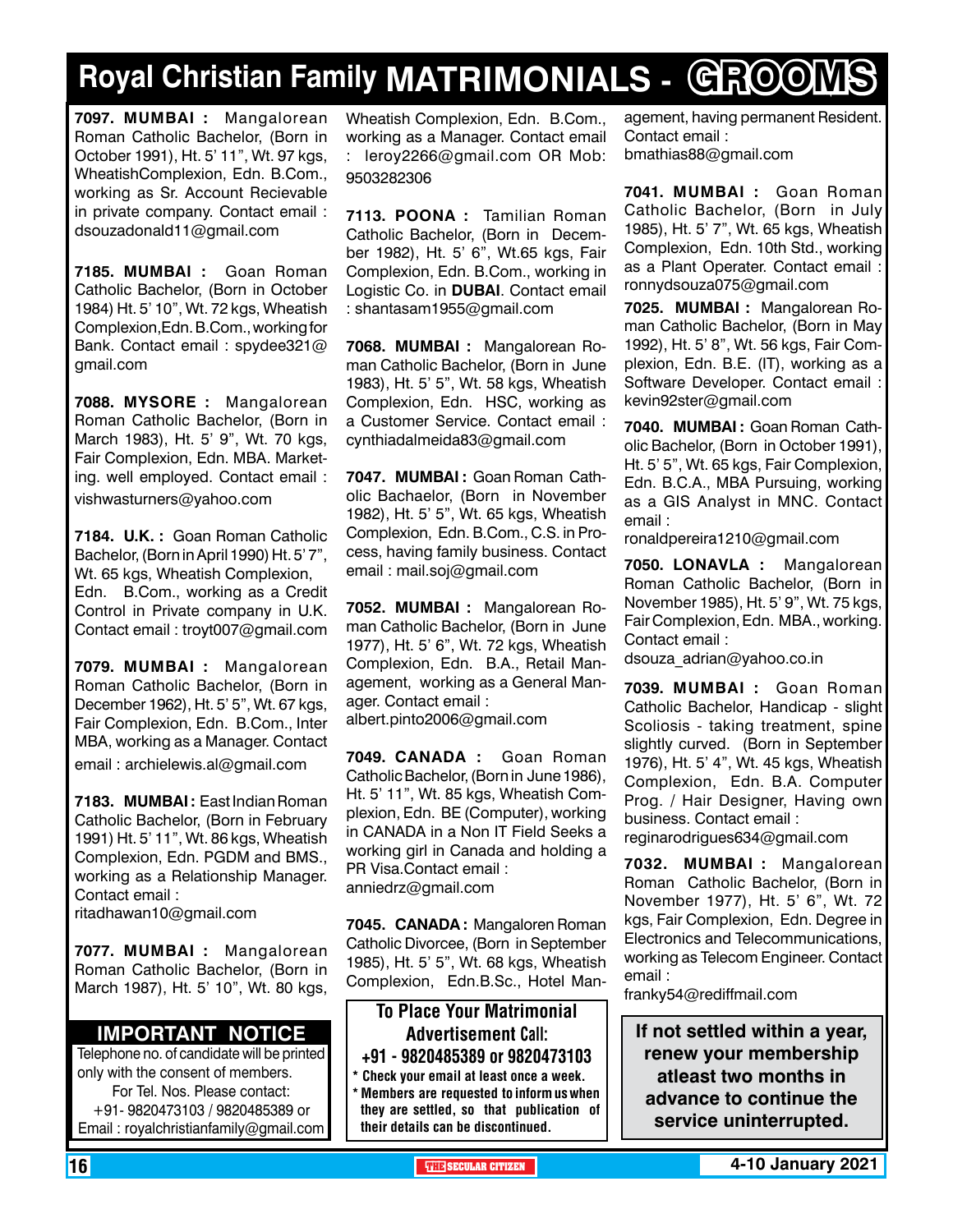# Royal Christian Family MATRIMONIALS - GROOMS

**7097. MUMBAI :** Mangalorean Roman Catholic Bachelor, (Born in October 1991), Ht. 5' 11", Wt. 97 kgs, WheatishComplexion, Edn. B.Com., working as Sr. Account Recievable in private company. Contact email : dsouzadonald11@gmail.com

**7185. MUMBAI :** Goan Roman Catholic Bachelor, (Born in October 1984) Ht. 5' 10", Wt. 72 kgs, Wheatish Complexion,Edn. B.Com., working for Bank. Contact email : spydee321@gmail.com

**7088. MYSORE :** Mangalorean Roman Catholic Bachelor, (Born in March 1983), Ht. 5' 9", Wt. 70 kgs, Fair Complexion, Edn. MBA. Marketing. well employed. Contact email : vishwasturners@yahoo.com

**7184. U.K. :** Goan Roman Catholic Bachelor, (Born in April 1990) Ht. 5' 7", Wt. 65 kgs, Wheatish Complexion, Edn. B.Com., working as a Credit Control in Private company in U.K. Contact email : troyt007@gmail.com

**7079. MUMBAI :** Mangalorean Roman Catholic Bachelor, (Born in December 1962), Ht. 5' 5", Wt. 67 kgs, Fair Complexion, Edn. B.Com., Inter MBA, working as a Manager. Contact email : archielewis.al@gmail.com

**7183. MUMBAI :** East Indian Roman Catholic Bachelor, (Born in February 1991) Ht. 5' 11", Wt. 86 kgs, Wheatish Complexion, Edn. PGDM and BMS., working as a Relationship Manager. Contact email : ritadhawan10@gmail.com

**7077. MUMBAI :** Mangalorean Roman Catholic Bachelor, (Born in March 1987), Ht. 5' 10", Wt. 80 kgs, Wheatish Complexion, Edn. B.Com., working as a Manager. Contact email : leroy2266@gmail.com OR Mob: 9503282306

**7113. POONA :** Tamilian Roman Catholic Bachelor, (Born in December 1982), Ht. 5' 6", Wt.65 kgs, Fair Complexion, Edn. B.Com., working in Logistic Co. in **DUBAI**. Contact email : shantasam1955@gmail.com

**7068. MUMBAI :** Mangalorean Roman Catholic Bachelor, (Born in June 1983), Ht. 5' 5", Wt. 58 kgs, Wheatish Complexion, Edn. HSC, working as a Customer Service. Contact email : cynthiadalmeida83@gmail.com

**7047. MUMBAI :** Goan Roman Catholic Bachaelor, (Born in November 1982), Ht. 5' 5", Wt. 65 kgs, Wheatish Complexion, Edn. B.Com., C.S. in Process, having family business. Contact email : mail.soj@gmail.com

**7052. MUMBAI :** Mangalorean Roman Catholic Bachelor, (Born in June 1977), Ht. 5' 6", Wt. 72 kgs, Wheatish Complexion, Edn. B.A., Retail Management, working as a General Manager. Contact email : albert.pinto2006@gmail.com

**7049. CANADA :** Goan Roman Catholic Bachelor, (Born in June 1986), Ht. 5' 11", Wt. 85 kgs, Wheatish Complexion, Edn. BE (Computer), working in CANADA in a Non IT Field Seeks a working girl in Canada and holding a PR Visa.Contact email : anniedrz@gmail.com

**7045. CANADA :** Mangaloren Roman Catholic Divorcee, (Born in September 1985), Ht. 5' 5", Wt. 68 kgs, Wheatish Complexion, Edn.B.Sc., Hotel Management, having permanent Resident. Contact email : bmathias88@gmail.com

**7041. MUMBAI :** Goan Roman Catholic Bachelor, (Born in July 1985), Ht. 5' 7", Wt. 65 kgs, Wheatish Complexion, Edn. 10th Std., working as a Plant Operater. Contact email : ronnydsouza075@gmail.com

**7025. MUMBAI :** Mangalorean Roman Catholic Bachelor, (Born in May 1992), Ht. 5' 8", Wt. 56 kgs, Fair Complexion, Edn. B.E. (IT), working as a Software Developer. Contact email : kevin92ster@gmail.com

**7040. MUMBAI :** Goan Roman Catholic Bachelor, (Born in October 1991), Ht. 5' 5", Wt. 65 kgs, Fair Complexion, Edn. B.C.A., MBA Pursuing, working as a GIS Analyst in MNC. Contact email : ronaldpereira1210@gmail.com

**7050. LONAVLA :** Mangalorean Roman Catholic Bachelor, (Born in November 1985), Ht. 5' 9", Wt. 75 kgs, Fair Complexion, Edn. MBA., working. Contact email : dsouza_adrian@yahoo.co.in

**7039. MUMBAI :** Goan Roman Catholic Bachelor, Handicap - slight Scoliosis - taking treatment, spine slightly curved. (Born in September 1976), Ht. 5' 4", Wt. 45 kgs, Wheatish Complexion, Edn. B.A. Computer Prog. / Hair Designer, Having own business. Contact email : reginarodrigues634@gmail.com

**7032. MUMBAI :** Mangalorean Roman Catholic Bachelor, (Born in November 1977), Ht. 5' 6", Wt. 72 kgs, Fair Complexion, Edn. Degree in Electronics and Telecommunications, working as Telecom Engineer. Contact email : franky54@rediffmail.com

## IMPORTANT NOTICE

Telephone no. of candidate will be printed only with the consent of members.
For Tel. Nos. Please contact:
+91- 9820473103 / 9820485389 or
Email : royalchristianfamily@gmail.com

**To Place Your Matrimonial Advertisement Call:**
**+91 - 9820485389 or 9820473103**

- **Check your email at least once a week.**
- **Members are requested to inform us when they are settled, so that publication of their details can be discontinued.**

**If not settled within a year, renew your membership atleast two months in advance to continue the service uninterrupted.**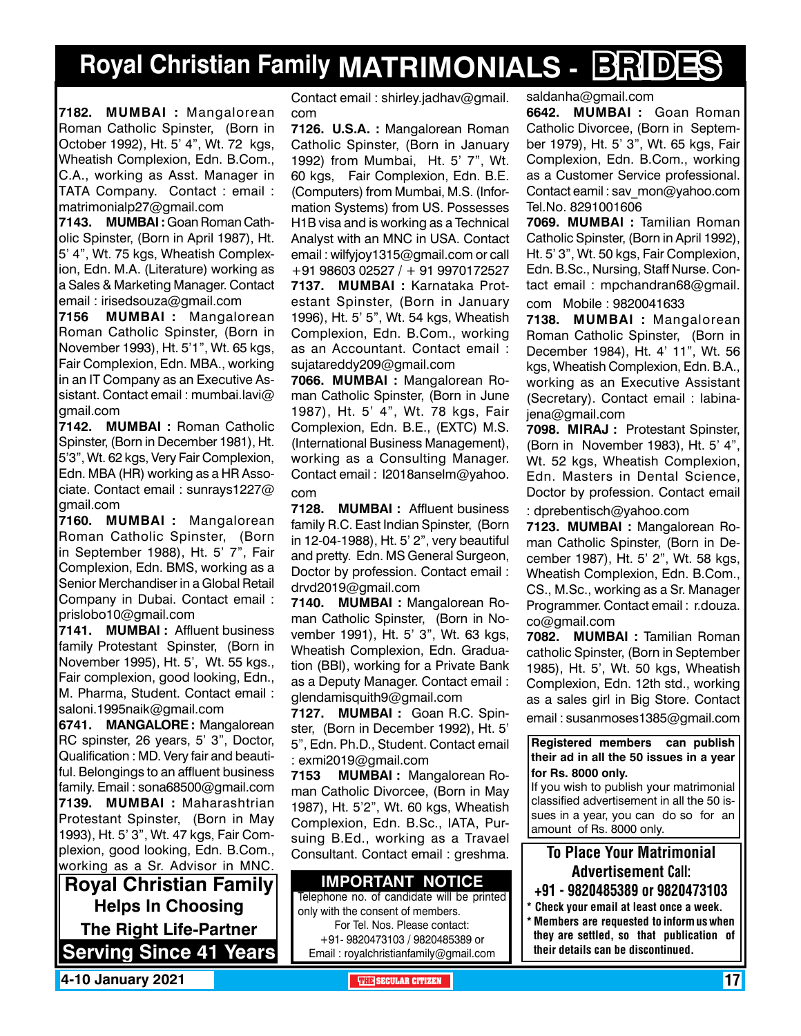# Royal Christian Family MATRIMONIALS - BRIDES

**7182. MUMBAI :** Mangalorean Roman Catholic Spinster, (Born in October 1992), Ht. 5' 4", Wt. 72 kgs, Wheatish Complexion, Edn. B.Com., C.A., working as Asst. Manager in TATA Company. Contact : email : matrimonialp27@gmail.com

**7143. MUMBAI :** Goan Roman Catholic Spinster, (Born in April 1987), Ht. 5' 4", Wt. 75 kgs, Wheatish Complexion, Edn. M.A. (Literature) working as a Sales & Marketing Manager. Contact email : irisedsouza@gmail.com

**7156 MUMBAI :** Mangalorean Roman Catholic Spinster, (Born in November 1993), Ht. 5'1", Wt. 65 kgs, Fair Complexion, Edn. MBA., working in an IT Company as an Executive Assistant. Contact email : mumbai.lavi@gmail.com

**7142. MUMBAI :** Roman Catholic Spinster, (Born in December 1981), Ht. 5'3", Wt. 62 kgs, Very Fair Complexion, Edn. MBA (HR) working as a HR Associate. Contact email : sunrays1227@gmail.com

**7160. MUMBAI :** Mangalorean Roman Catholic Spinster, (Born in September 1988), Ht. 5' 7", Fair Complexion, Edn. BMS, working as a Senior Merchandiser in a Global Retail Company in Dubai. Contact email : prislobo10@gmail.com

**7141. MUMBAI :** Affluent business family Protestant Spinster, (Born in November 1995), Ht. 5', Wt. 55 kgs., Fair complexion, good looking, Edn., M. Pharma, Student. Contact email : saloni.1995naik@gmail.com

**6741. MANGALORE :** Mangalorean RC spinster, 26 years, 5' 3", Doctor, Qualification : MD. Very fair and beautiful. Belongings to an affluent business family. Email : sona68500@gmail.com

**7139. MUMBAI :** Maharashtrian Protestant Spinster, (Born in May 1993), Ht. 5' 3", Wt. 47 kgs, Fair Complexion, good looking, Edn. B.Com., working as a Sr. Advisor in MNC. Contact email : shirley.jadhav@gmail.com

**7126. U.S.A. :** Mangalorean Roman Catholic Spinster, (Born in January 1992) from Mumbai, Ht. 5' 7", Wt. 60 kgs, Fair Complexion, Edn. B.E. (Computers) from Mumbai, M.S. (Information Systems) from US. Possesses H1B visa and is working as a Technical Analyst with an MNC in USA. Contact email : wilfyjoy1315@gmail.com or call +91 98603 02527 / + 91 9970172527

**7137. MUMBAI :** Karnataka Protestant Spinster, (Born in January 1996), Ht. 5' 5", Wt. 54 kgs, Wheatish Complexion, Edn. B.Com., working as an Accountant. Contact email : sujatareddy209@gmail.com

**7066. MUMBAI :** Mangalorean Roman Catholic Spinster, (Born in June 1987), Ht. 5' 4", Wt. 78 kgs, Fair Complexion, Edn. B.E., (EXTC) M.S. (International Business Management), working as a Consulting Manager. Contact email : l2018anselm@yahoo.com

**7128. MUMBAI :** Affluent business family R.C. East Indian Spinster, (Born in 12-04-1988), Ht. 5' 2", very beautiful and pretty. Edn. MS General Surgeon, Doctor by profession. Contact email : drvd2019@gmail.com

**7140. MUMBAI :** Mangalorean Roman Catholic Spinster, (Born in November 1991), Ht. 5' 3", Wt. 63 kgs, Wheatish Complexion, Edn. Graduation (BBI), working for a Private Bank as a Deputy Manager. Contact email : glendamisquith9@gmail.com

**7127. MUMBAI :** Goan R.C. Spinster, (Born in December 1992), Ht. 5' 5", Edn. Ph.D., Student. Contact email : exmi2019@gmail.com

**7153 MUMBAI :** Mangalorean Roman Catholic Divorcee, (Born in May 1987), Ht. 5'2", Wt. 60 kgs, Wheatish Complexion, Edn. B.Sc., IATA, Pursuing B.Ed., working as a Travael Consultant. Contact email : greshma.saldanha@gmail.com

**6642. MUMBAI :** Goan Roman Catholic Divorcee, (Born in September 1979), Ht. 5' 3", Wt. 65 kgs, Fair Complexion, Edn. B.Com., working as a Customer Service professional. Contact eamil : sav_mon@yahoo.com Tel.No. 8291001606

**7069. MUMBAI :** Tamilian Roman Catholic Spinster, (Born in April 1992), Ht. 5' 3", Wt. 50 kgs, Fair Complexion, Edn. B.Sc., Nursing, Staff Nurse. Contact email : mpchandran68@gmail.com Mobile : 9820041633

**7138. MUMBAI :** Mangalorean Roman Catholic Spinster, (Born in December 1984), Ht. 4' 11", Wt. 56 kgs, Wheatish Complexion, Edn. B.A., working as an Executive Assistant (Secretary). Contact email : labinajena@gmail.com

**7098. MIRAJ :** Protestant Spinster, (Born in November 1983), Ht. 5' 4", Wt. 52 kgs, Wheatish Complexion, Edn. Masters in Dental Science, Doctor by profession. Contact email : dprebentisch@yahoo.com

**7123. MUMBAI :** Mangalorean Roman Catholic Spinster, (Born in December 1987), Ht. 5' 2", Wt. 58 kgs, Wheatish Complexion, Edn. B.Com., CS., M.Sc., working as a Sr. Manager Programmer. Contact email : r.douza.co@gmail.com

**7082. MUMBAI :** Tamilian Roman catholic Spinster, (Born in September 1985), Ht. 5', Wt. 50 kgs, Wheatish Complexion, Edn. 12th std., working as a sales girl in Big Store. Contact email : susanmoses1385@gmail.com

**Royal Christian Family**
**Helps In Choosing**
**The Right Life-Partner**
**Serving Since 41 Years**

**IMPORTANT NOTICE**

Telephone no. of candidate will be printed only with the consent of members.
For Tel. Nos. Please contact:
+91- 9820473103 / 9820485389 or
Email : royalchristianfamily@gmail.com

**Registered members can publish their ad in all the 50 issues in a year for Rs. 8000 only.**
If you wish to publish your matrimonial classified advertisement in all the 50 issues in a year, you can do so for an amount of Rs. 8000 only.

**To Place Your Matrimonial Advertisement Call:**
**+91 - 9820485389 or 9820473103**

- **Check your email at least once a week.**
- **Members are requested to inform us when they are settled, so that publication of their details can be discontinued.**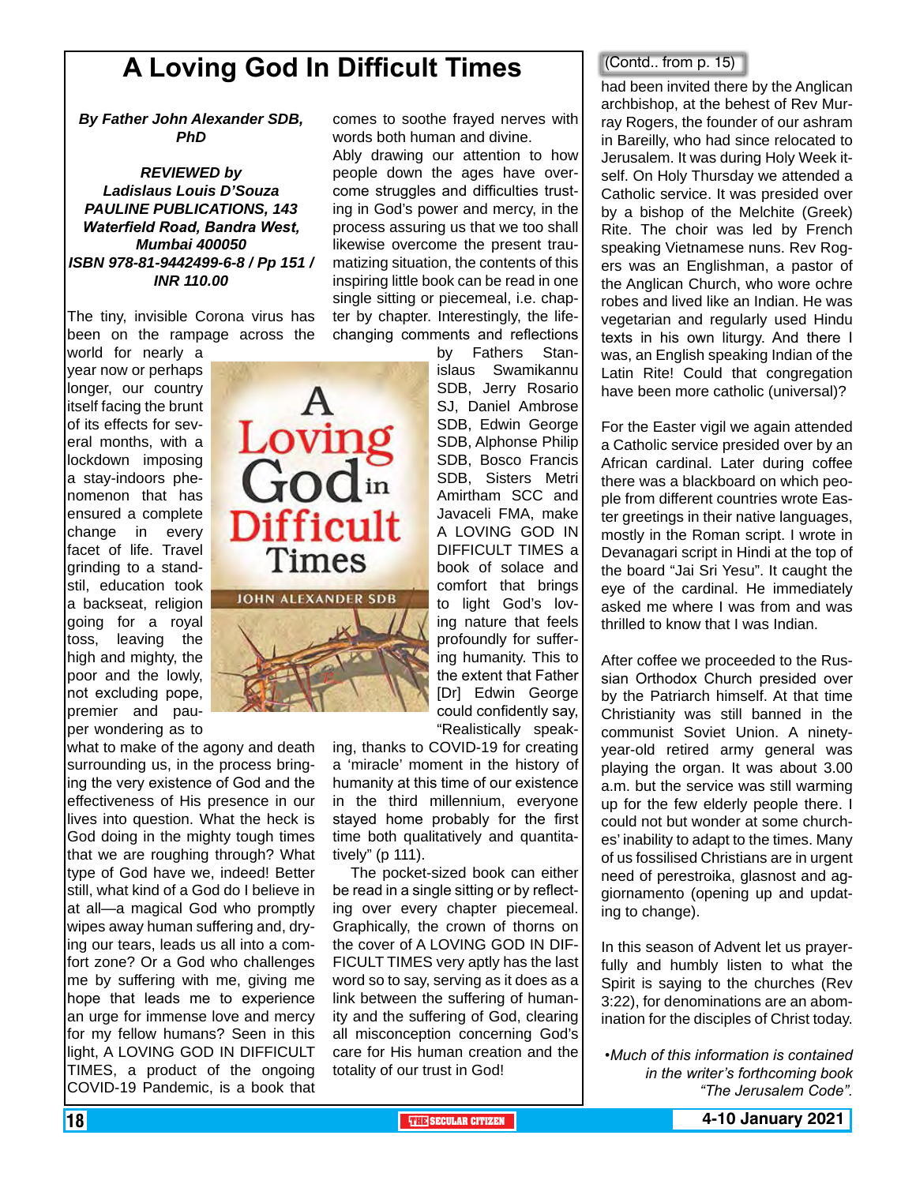# A Loving God In Difficult Times

***By Father John Alexander SDB, PhD***

***REVIEWED by Ladislaus Louis D'Souza***
***PAULINE PUBLICATIONS, 143 Waterfield Road, Bandra West, Mumbai 400050***
***ISBN 978-81-9442499-6-8 / Pp 151 / INR 110.00***

The tiny, invisible Corona virus has been on the rampage across the world for nearly a year now or perhaps longer, our country itself facing the brunt of its effects for several months, with a lockdown imposing a stay-indoors phenomenon that has ensured a complete change in every facet of life. Travel grinding to a standstil, education took a backseat, religion going for a royal toss, leaving the high and mighty, the poor and the lowly, not excluding pope, premier and pauper wondering as to what to make of the agony and death surrounding us, in the process bringing the very existence of God and the effectiveness of His presence in our lives into question. What the heck is God doing in the mighty tough times that we are roughing through? What type of God have we, indeed! Better still, what kind of a God do I believe in at all—a magical God who promptly wipes away human suffering and, drying our tears, leads us all into a comfort zone? Or a God who challenges me by suffering with me, giving me hope that leads me to experience an urge for immense love and mercy for my fellow humans? Seen in this light, A LOVING GOD IN DIFFICULT TIMES, a product of the ongoing COVID-19 Pandemic, is a book that comes to soothe frayed nerves with words both human and divine.

Ably drawing our attention to how people down the ages have overcome struggles and difficulties trusting in God's power and mercy, in the process assuring us that we too shall likewise overcome the present traumatizing situation, the contents of this inspiring little book can be read in one single sitting or piecemeal, i.e. chapter by chapter. Interestingly, the life-changing comments and reflections by Fathers Stanislaus Swamikannu SDB, Jerry Rosario SJ, Daniel Ambrose SDB, Edwin George SDB, Alphonse Philip SDB, Bosco Francis SDB, Sisters Metri Amirtham SCC and Javaceli FMA, make A LOVING GOD IN DIFFICULT TIMES a book of solace and comfort that brings to light God's loving nature that feels profoundly for suffering humanity. This to the extent that Father [Dr] Edwin George could confidently say, "Realistically speaking, thanks to COVID-19 for creating a 'miracle' moment in the history of humanity at this time of our existence in the third millennium, everyone stayed home probably for the first time both qualitatively and quantitatively" (p 111).

The pocket-sized book can either be read in a single sitting or by reflecting over every chapter piecemeal. Graphically, the crown of thorns on the cover of A LOVING GOD IN DIFFICULT TIMES very aptly has the last word so to say, serving as it does as a link between the suffering of humanity and the suffering of God, clearing all misconception concerning God's care for His human creation and the totality of our trust in God!

---

(Contd.. from p. 15)

had been invited there by the Anglican archbishop, at the behest of Rev Murray Rogers, the founder of our ashram in Bareilly, who had since relocated to Jerusalem. It was during Holy Week itself. On Holy Thursday we attended a Catholic service. It was presided over by a bishop of the Melchite (Greek) Rite. The choir was led by French speaking Vietnamese nuns. Rev Rogers was an Englishman, a pastor of the Anglican Church, who wore ochre robes and lived like an Indian. He was vegetarian and regularly used Hindu texts in his own liturgy. And there I was, an English speaking Indian of the Latin Rite! Could that congregation have been more catholic (universal)?

For the Easter vigil we again attended a Catholic service presided over by an African cardinal. Later during coffee there was a blackboard on which people from different countries wrote Easter greetings in their native languages, mostly in the Roman script. I wrote in Devanagari script in Hindi at the top of the board "Jai Sri Yesu". It caught the eye of the cardinal. He immediately asked me where I was from and was thrilled to know that I was Indian.

After coffee we proceeded to the Russian Orthodox Church presided over by the Patriarch himself. At that time Christianity was still banned in the communist Soviet Union. A ninety-year-old retired army general was playing the organ. It was about 3.00 a.m. but the service was still warming up for the few elderly people there. I could not but wonder at some churches' inability to adapt to the times. Many of us fossilised Christians are in urgent need of perestroika, glasnost and aggiornamento (opening up and updating to change).

In this season of Advent let us prayerfully and humbly listen to what the Spirit is saying to the churches (Rev 3:22), for denominations are an abomination for the disciples of Christ today.

*•Much of this information is contained in the writer's forthcoming book "The Jerusalem Code".*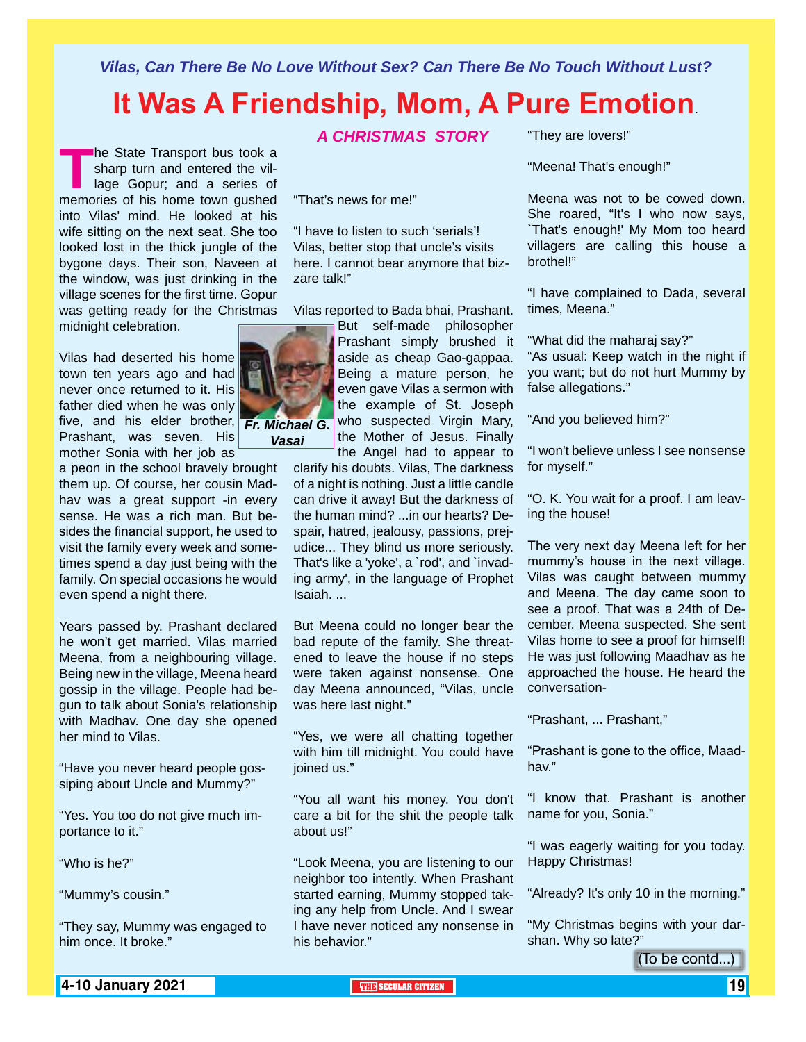*Vilas, Can There Be No Love Without Sex? Can There Be No Touch Without Lust?*

# It Was A Friendship, Mom, A Pure Emotion.

*A CHRISTMAS STORY*

The State Transport bus took a sharp turn and entered the village Gopur; and a series of memories of his home town gushed into Vilas' mind. He looked at his wife sitting on the next seat. She too looked lost in the thick jungle of the bygone days. Their son, Naveen at the window, was just drinking in the village scenes for the first time. Gopur was getting ready for the Christmas midnight celebration.

Vilas had deserted his home town ten years ago and had never once returned to it. His father died when he was only five, and his elder brother, Prashant, was seven. His mother Sonia with her job as a peon in the school bravely brought them up. Of course, her cousin Madhav was a great support -in every sense. He was a rich man. But besides the financial support, he used to visit the family every week and sometimes spend a day just being with the family. On special occasions he would even spend a night there.

*Fr. Michael G. Vasai*

Years passed by. Prashant declared he won't get married. Vilas married Meena, from a neighbouring village. Being new in the village, Meena heard gossip in the village. People had begun to talk about Sonia's relationship with Madhav. One day she opened her mind to Vilas.

"Have you never heard people gossiping about Uncle and Mummy?"

"Yes. You too do not give much importance to it."

"Who is he?"

"Mummy's cousin."

"They say, Mummy was engaged to him once. It broke."

"That's news for me!"

"I have to listen to such 'serials'! Vilas, better stop that uncle's visits here. I cannot bear anymore that bizzare talk!"

Vilas reported to Bada bhai, Prashant. But self-made philosopher Prashant simply brushed it aside as cheap Gao-gappaa. Being a mature person, he even gave Vilas a sermon with the example of St. Joseph who suspected Virgin Mary, the Mother of Jesus. Finally the Angel had to appear to clarify his doubts. Vilas, The darkness of a night is nothing. Just a little candle can drive it away! But the darkness of the human mind? ...in our hearts? Despair, hatred, jealousy, passions, prejudice... They blind us more seriously. That's like a 'yoke', a `rod', and `invading army', in the language of Prophet Isaiah. ...

But Meena could no longer bear the bad repute of the family. She threatened to leave the house if no steps were taken against nonsense. One day Meena announced, "Vilas, uncle was here last night."

"Yes, we were all chatting together with him till midnight. You could have joined us."

"You all want his money. You don't care a bit for the shit the people talk about us!"

"Look Meena, you are listening to our neighbor too intently. When Prashant started earning, Mummy stopped taking any help from Uncle. And I swear I have never noticed any nonsense in his behavior."

"They are lovers!"

"Meena! That's enough!"

Meena was not to be cowed down. She roared, "It's I who now says, `That's enough!' My Mom too heard villagers are calling this house a brothel!"

"I have complained to Dada, several times, Meena."

"What did the maharaj say?"

"As usual: Keep watch in the night if you want; but do not hurt Mummy by false allegations."

"And you believed him?"

"I won't believe unless I see nonsense for myself."

"O. K. You wait for a proof. I am leaving the house!

The very next day Meena left for her mummy's house in the next village. Vilas was caught between mummy and Meena. The day came soon to see a proof. That was a 24th of December. Meena suspected. She sent Vilas home to see a proof for himself! He was just following Maadhav as he approached the house. He heard the conversation-

"Prashant, ... Prashant,"

"Prashant is gone to the office, Maadhav."

"I know that. Prashant is another name for you, Sonia."

"I was eagerly waiting for you today. Happy Christmas!

"Already? It's only 10 in the morning."

"My Christmas begins with your darshan. Why so late?"

(To be contd...)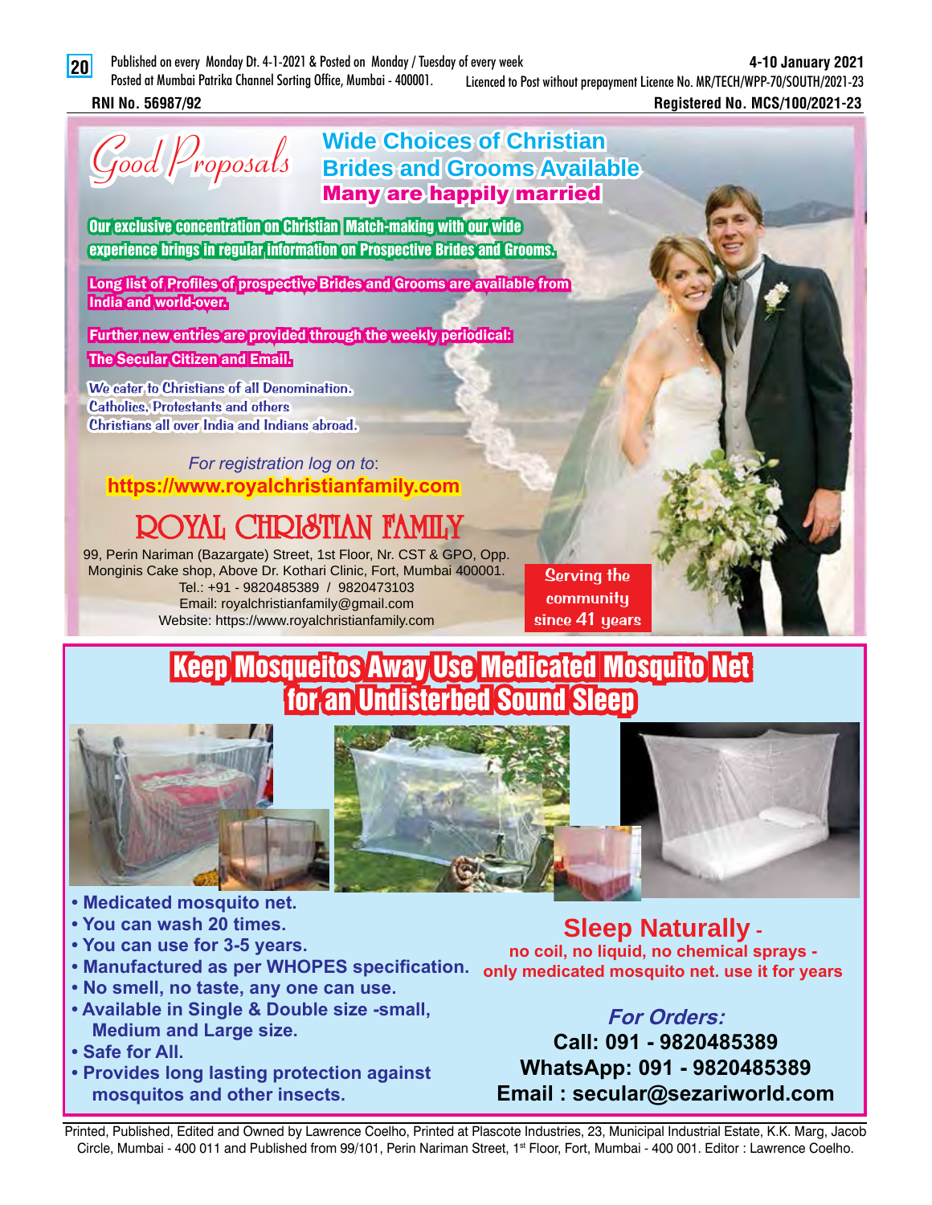Published on every Monday Dt. 4-1-2021 & Posted on Monday / Tuesday of every week
Posted at Mumbai Patrika Channel Sorting Office, Mumbai - 400001.

4-10 January 2021
Licenced to Post without prepayment Licence No. MR/TECH/WPP-70/SOUTH/2021-23

RNI No. 56987/92

Registered No. MCS/100/2021-23

# Good Proposals

## Wide Choices of Christian Brides and Grooms Available

**Many are happily married**

Our exclusive concentration on Christian Match-making with our wide experience brings in regular information on Prospective Brides and Grooms.

Long list of Profiles of prospective Brides and Grooms are available from India and world-over.

Further new entries are provided through the weekly periodical: The Secular Citizen and Email.

We cater to Christians of all Denomination. Catholics, Protestants and others Christians all over India and Indians abroad.

*For registration log on to*:
**https://www.royalchristianfamily.com**

## ROYAL CHRISTIAN FAMILY

99, Perin Nariman (Bazargate) Street, 1st Floor, Nr. CST & GPO, Opp. Monginis Cake shop, Above Dr. Kothari Clinic, Fort, Mumbai 400001.
Tel.: +91 - 9820485389 / 9820473103
Email: royalchristianfamily@gmail.com
Website: https://www.royalchristianfamily.com

Serving the community since 41 years

## Keep Mosqueitos Away Use Medicated Mosquito Net for an Undisterbed Sound Sleep

- Medicated mosquito net.
- You can wash 20 times.
- You can use for 3-5 years.
- Manufactured as per WHOPES specification.
- No smell, no taste, any one can use.
- Available in Single & Double size -small, Medium and Large size.
- Safe for All.
- Provides long lasting protection against mosquitos and other insects.

**Sleep Naturally -**
no coil, no liquid, no chemical sprays - only medicated mosquito net. use it for years

*For Orders:*
**Call: 091 - 9820485389**
**WhatsApp: 091 - 9820485389**
**Email : secular@sezariworld.com**

Printed, Published, Edited and Owned by Lawrence Coelho, Printed at Plascote Industries, 23, Municipal Industrial Estate, K.K. Marg, Jacob Circle, Mumbai - 400 011 and Published from 99/101, Perin Nariman Street, 1st Floor, Fort, Mumbai - 400 001. Editor : Lawrence Coelho.